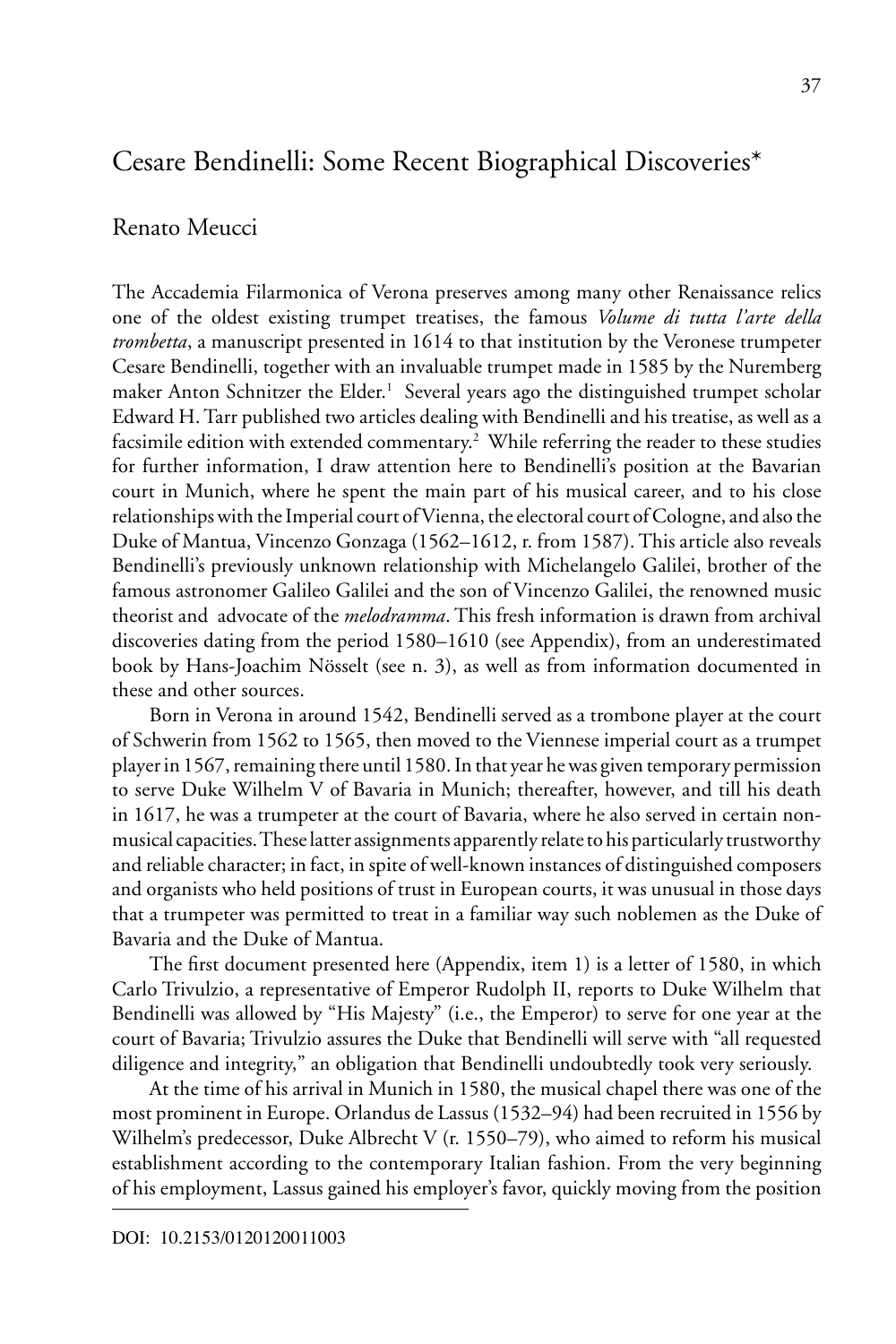# Cesare Bendinelli: Some Recent Biographical Discoveries*

Renato Meucci

The Accademia Filarmonica of Verona preserves among many other Renaissance relics one of the oldest existing trumpet treatises, the famous *Volume di tutta l'arte della trombetta*, a manuscript presented in 1614 to that institution by the Veronese trumpeter Cesare Bendinelli, together with an invaluable trumpet made in 1585 by the Nuremberg maker Anton Schnitzer the Elder.[1] Several years ago the distinguished trumpet scholar Edward H. Tarr published two articles dealing with Bendinelli and his treatise, as well as a facsimile edition with extended commentary.[2] While referring the reader to these studies for further information, I draw attention here to Bendinelli's position at the Bavarian court in Munich, where he spent the main part of his musical career, and to his close relationships with the Imperial court of Vienna, the electoral court of Cologne, and also the Duke of Mantua, Vincenzo Gonzaga (1562–1612, r. from 1587). This article also reveals Bendinelli's previously unknown relationship with Michelangelo Galilei, brother of the famous astronomer Galileo Galilei and the son of Vincenzo Galilei, the renowned music theorist and advocate of the *melodramma*. This fresh information is drawn from archival discoveries dating from the period 1580–1610 (see Appendix), from an underestimated book by Hans-Joachim Nösselt (see n. 3), as well as from information documented in these and other sources.

Born in Verona in around 1542, Bendinelli served as a trombone player at the court of Schwerin from 1562 to 1565, then moved to the Viennese imperial court as a trumpet player in 1567, remaining there until 1580. In that year he was given temporary permission to serve Duke Wilhelm V of Bavaria in Munich; thereafter, however, and till his death in 1617, he was a trumpeter at the court of Bavaria, where he also served in certain non-musical capacities. These latter assignments apparently relate to his particularly trustworthy and reliable character; in fact, in spite of well-known instances of distinguished composers and organists who held positions of trust in European courts, it was unusual in those days that a trumpeter was permitted to treat in a familiar way such noblemen as the Duke of Bavaria and the Duke of Mantua.

The first document presented here (Appendix, item 1) is a letter of 1580, in which Carlo Trivulzio, a representative of Emperor Rudolph II, reports to Duke Wilhelm that Bendinelli was allowed by "His Majesty" (i.e., the Emperor) to serve for one year at the court of Bavaria; Trivulzio assures the Duke that Bendinelli will serve with "all requested diligence and integrity," an obligation that Bendinelli undoubtedly took very seriously.

At the time of his arrival in Munich in 1580, the musical chapel there was one of the most prominent in Europe. Orlandus de Lassus (1532–94) had been recruited in 1556 by Wilhelm's predecessor, Duke Albrecht V (r. 1550–79), who aimed to reform his musical establishment according to the contemporary Italian fashion. From the very beginning of his employment, Lassus gained his employer's favor, quickly moving from the position

DOI: 10.2153/0120120011003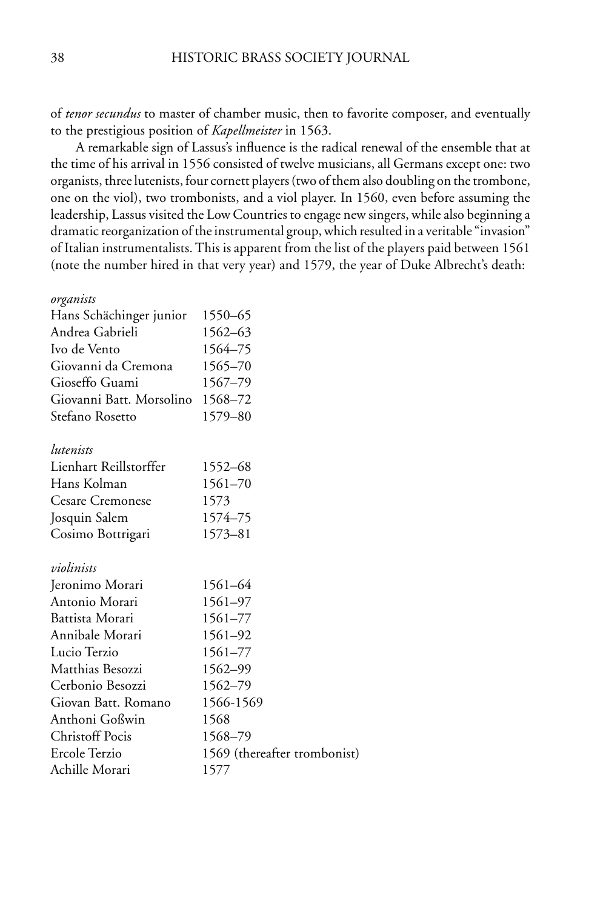of *tenor secundus* to master of chamber music, then to favorite composer, and eventually to the prestigious position of *Kapellmeister* in 1563.

A remarkable sign of Lassus's influence is the radical renewal of the ensemble that at the time of his arrival in 1556 consisted of twelve musicians, all Germans except one: two organists, three lutenists, four cornett players (two of them also doubling on the trombone, one on the viol), two trombonists, and a viol player. In 1560, even before assuming the leadership, Lassus visited the Low Countries to engage new singers, while also beginning a dramatic reorganization of the instrumental group, which resulted in a veritable "invasion" of Italian instrumentalists. This is apparent from the list of the players paid between 1561 (note the number hired in that very year) and 1579, the year of Duke Albrecht's death:

| | |
|---|---|
| *organists* | |
| Hans Schächinger junior | 1550–65 |
| Andrea Gabrieli | 1562–63 |
| Ivo de Vento | 1564–75 |
| Giovanni da Cremona | 1565–70 |
| Gioseffo Guami | 1567–79 |
| Giovanni Batt. Morsolino | 1568–72 |
| Stefano Rosetto | 1579–80 |
| *lutenists* | |
| Lienhart Reillstorffer | 1552–68 |
| Hans Kolman | 1561–70 |
| Cesare Cremonese | 1573 |
| Josquin Salem | 1574–75 |
| Cosimo Bottrigari | 1573–81 |
| *violinists* | |
| Jeronimo Morari | 1561–64 |
| Antonio Morari | 1561–97 |
| Battista Morari | 1561–77 |
| Annibale Morari | 1561–92 |
| Lucio Terzio | 1561–77 |
| Matthias Besozzi | 1562–99 |
| Cerbonio Besozzi | 1562–79 |
| Giovan Batt. Romano | 1566-1569 |
| Anthoni Goßwin | 1568 |
| Christoff Pocis | 1568–79 |
| Ercole Terzio | 1569 (thereafter trombonist) |
| Achille Morari | 1577 |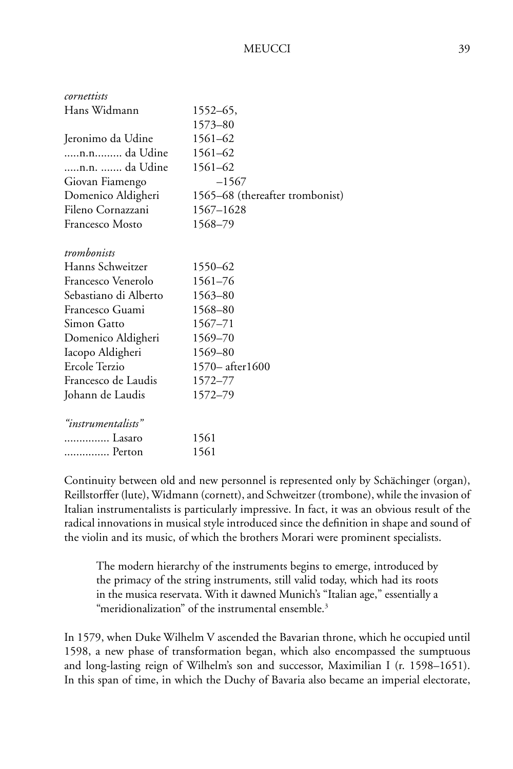*cornettists*

| | |
|---|---|
| Hans Widmann | 1552–65, |
| | 1573–80 |
| Jeronimo da Udine | 1561–62 |
| .....n.n......... da Udine | 1561–62 |
| .....n.n. ....... da Udine | 1561–62 |
| Giovan Fiamengo | –1567 |
| Domenico Aldigheri | 1565–68 (thereafter trombonist) |
| Fileno Cornazzani | 1567–1628 |
| Francesco Mosto | 1568–79 |

*trombonists*

| | |
|---|---|
| Hanns Schweitzer | 1550–62 |
| Francesco Venerolo | 1561–76 |
| Sebastiano di Alberto | 1563–80 |
| Francesco Guami | 1568–80 |
| Simon Gatto | 1567–71 |
| Domenico Aldigheri | 1569–70 |
| Iacopo Aldigheri | 1569–80 |
| Ercole Terzio | 1570– after1600 |
| Francesco de Laudis | 1572–77 |
| Johann de Laudis | 1572–79 |

*"instrumentalists"*

| | |
|---|---|
| ............... Lasaro | 1561 |
| ............... Perton | 1561 |

Continuity between old and new personnel is represented only by Schächinger (organ), Reillstorffer (lute), Widmann (cornett), and Schweitzer (trombone), while the invasion of Italian instrumentalists is particularly impressive. In fact, it was an obvious result of the radical innovations in musical style introduced since the definition in shape and sound of the violin and its music, of which the brothers Morari were prominent specialists.

> The modern hierarchy of the instruments begins to emerge, introduced by the primacy of the string instruments, still valid today, which had its roots in the musica reservata. With it dawned Munich's "Italian age," essentially a "meridionalization" of the instrumental ensemble.[3]

In 1579, when Duke Wilhelm V ascended the Bavarian throne, which he occupied until 1598, a new phase of transformation began, which also encompassed the sumptuous and long-lasting reign of Wilhelm's son and successor, Maximilian I (r. 1598–1651). In this span of time, in which the Duchy of Bavaria also became an imperial electorate,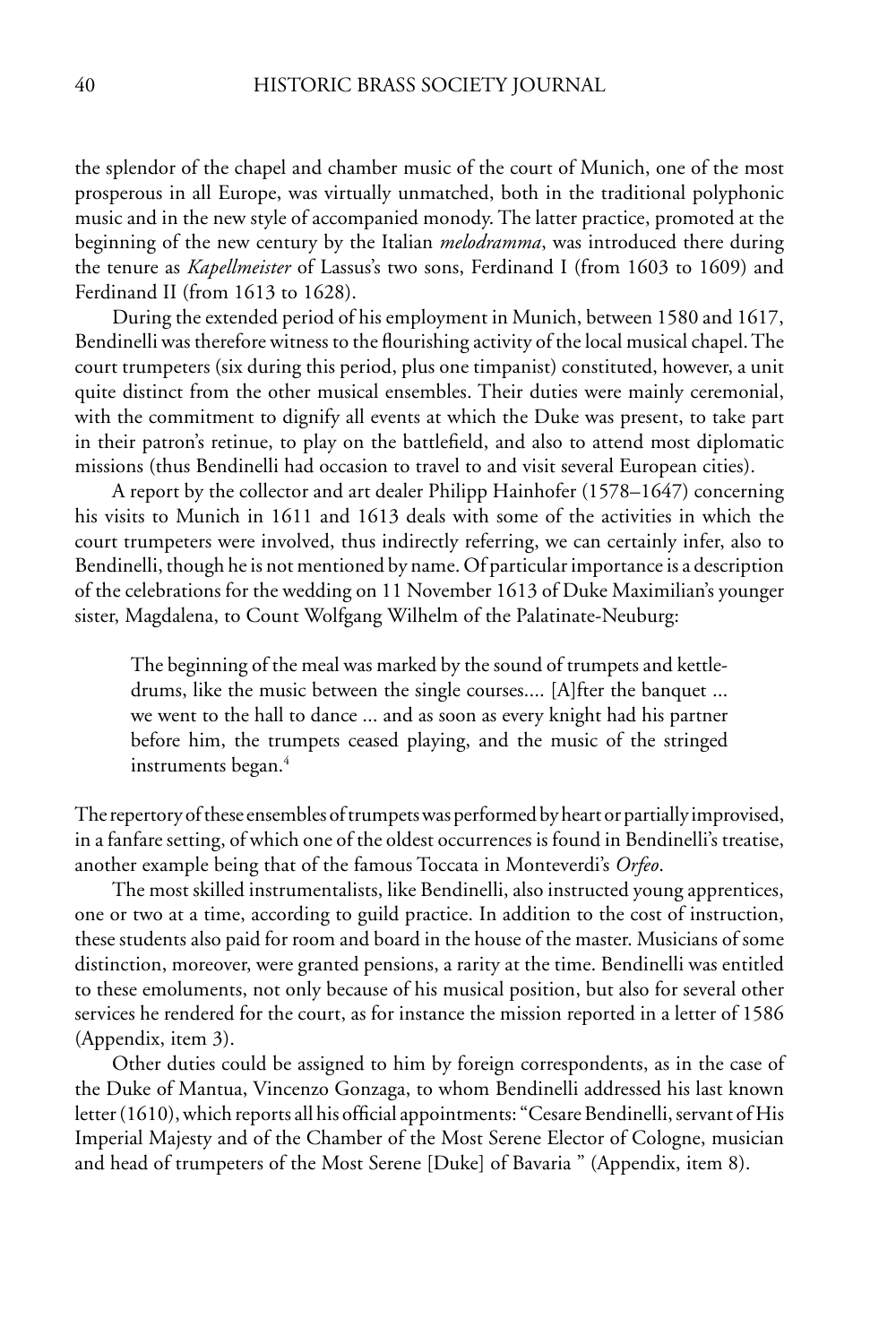the splendor of the chapel and chamber music of the court of Munich, one of the most prosperous in all Europe, was virtually unmatched, both in the traditional polyphonic music and in the new style of accompanied monody. The latter practice, promoted at the beginning of the new century by the Italian *melodramma*, was introduced there during the tenure as *Kapellmeister* of Lassus's two sons, Ferdinand I (from 1603 to 1609) and Ferdinand II (from 1613 to 1628).

During the extended period of his employment in Munich, between 1580 and 1617, Bendinelli was therefore witness to the flourishing activity of the local musical chapel. The court trumpeters (six during this period, plus one timpanist) constituted, however, a unit quite distinct from the other musical ensembles. Their duties were mainly ceremonial, with the commitment to dignify all events at which the Duke was present, to take part in their patron's retinue, to play on the battlefield, and also to attend most diplomatic missions (thus Bendinelli had occasion to travel to and visit several European cities).

A report by the collector and art dealer Philipp Hainhofer (1578–1647) concerning his visits to Munich in 1611 and 1613 deals with some of the activities in which the court trumpeters were involved, thus indirectly referring, we can certainly infer, also to Bendinelli, though he is not mentioned by name. Of particular importance is a description of the celebrations for the wedding on 11 November 1613 of Duke Maximilian's younger sister, Magdalena, to Count Wolfgang Wilhelm of the Palatinate-Neuburg:

> The beginning of the meal was marked by the sound of trumpets and kettle-drums, like the music between the single courses.... [A]fter the banquet ... we went to the hall to dance ... and as soon as every knight had his partner before him, the trumpets ceased playing, and the music of the stringed instruments began.[4]

The repertory of these ensembles of trumpets was performed by heart or partially improvised, in a fanfare setting, of which one of the oldest occurrences is found in Bendinelli's treatise, another example being that of the famous Toccata in Monteverdi's *Orfeo*.

The most skilled instrumentalists, like Bendinelli, also instructed young apprentices, one or two at a time, according to guild practice. In addition to the cost of instruction, these students also paid for room and board in the house of the master. Musicians of some distinction, moreover, were granted pensions, a rarity at the time. Bendinelli was entitled to these emoluments, not only because of his musical position, but also for several other services he rendered for the court, as for instance the mission reported in a letter of 1586 (Appendix, item 3).

Other duties could be assigned to him by foreign correspondents, as in the case of the Duke of Mantua, Vincenzo Gonzaga, to whom Bendinelli addressed his last known letter (1610), which reports all his official appointments: "Cesare Bendinelli, servant of His Imperial Majesty and of the Chamber of the Most Serene Elector of Cologne, musician and head of trumpeters of the Most Serene [Duke] of Bavaria " (Appendix, item 8).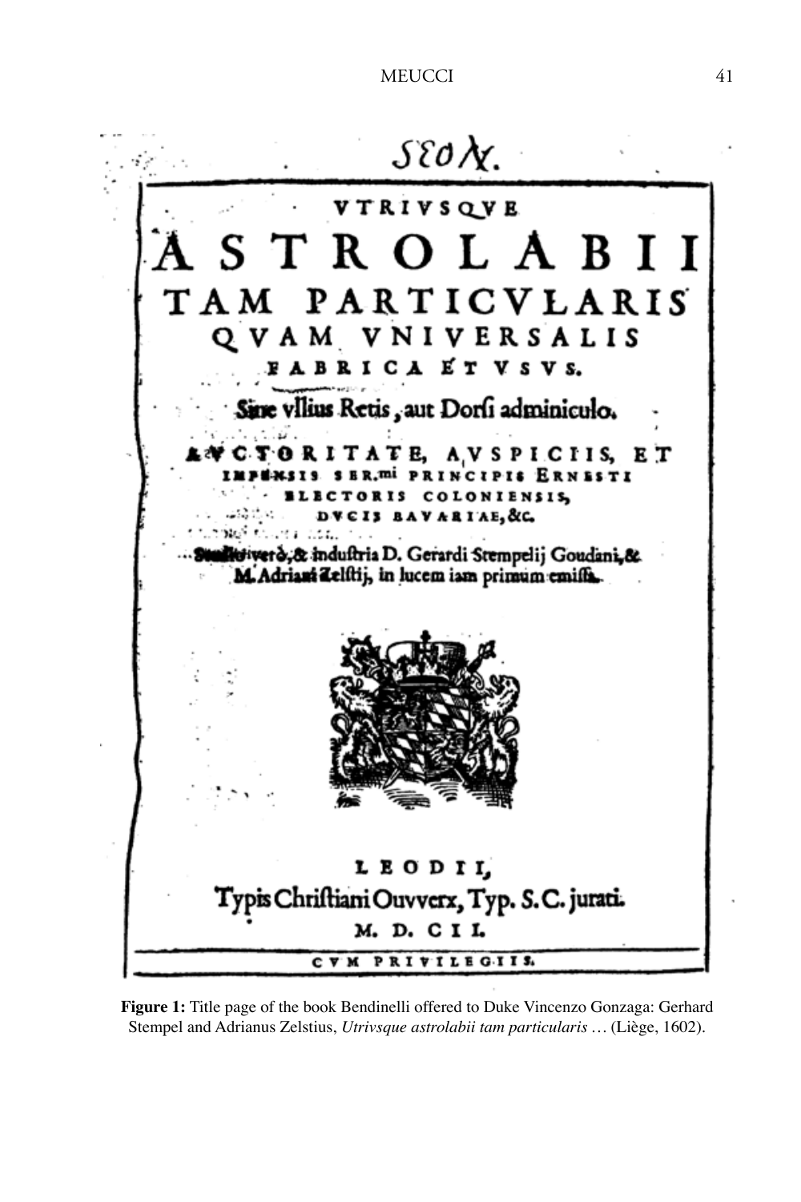SEO X.

VTRIVSQVE
ASTROLABII
TAM PARTICVLARIS
QVAM VNIVERSALIS
FABRICA ET VSVS.

Sine vllius Retis, aut Dorsi adminiculo.

AVCTORITATE, AVSPICIIS, ET IMPENSIS SER.mi PRINCIPIS ERNESTI ELECTORIS COLONIENSIS, DVCIS BAVARIAE, &c.

Studio verò, & industria D. Gerardi Stempelij Goudani, & M. Adriani Zelstij, in lucem iam primum emissa.

LEODII,
Typis Christiani Ouvverx, Typ. S.C. iurati.
M. D. C I I.

CVM PRIVILEGIIS.

**Figure 1:** Title page of the book Bendinelli offered to Duke Vincenzo Gonzaga: Gerhard Stempel and Adrianus Zelstius, *Utrivsque astrolabii tam particularis* … (Liège, 1602).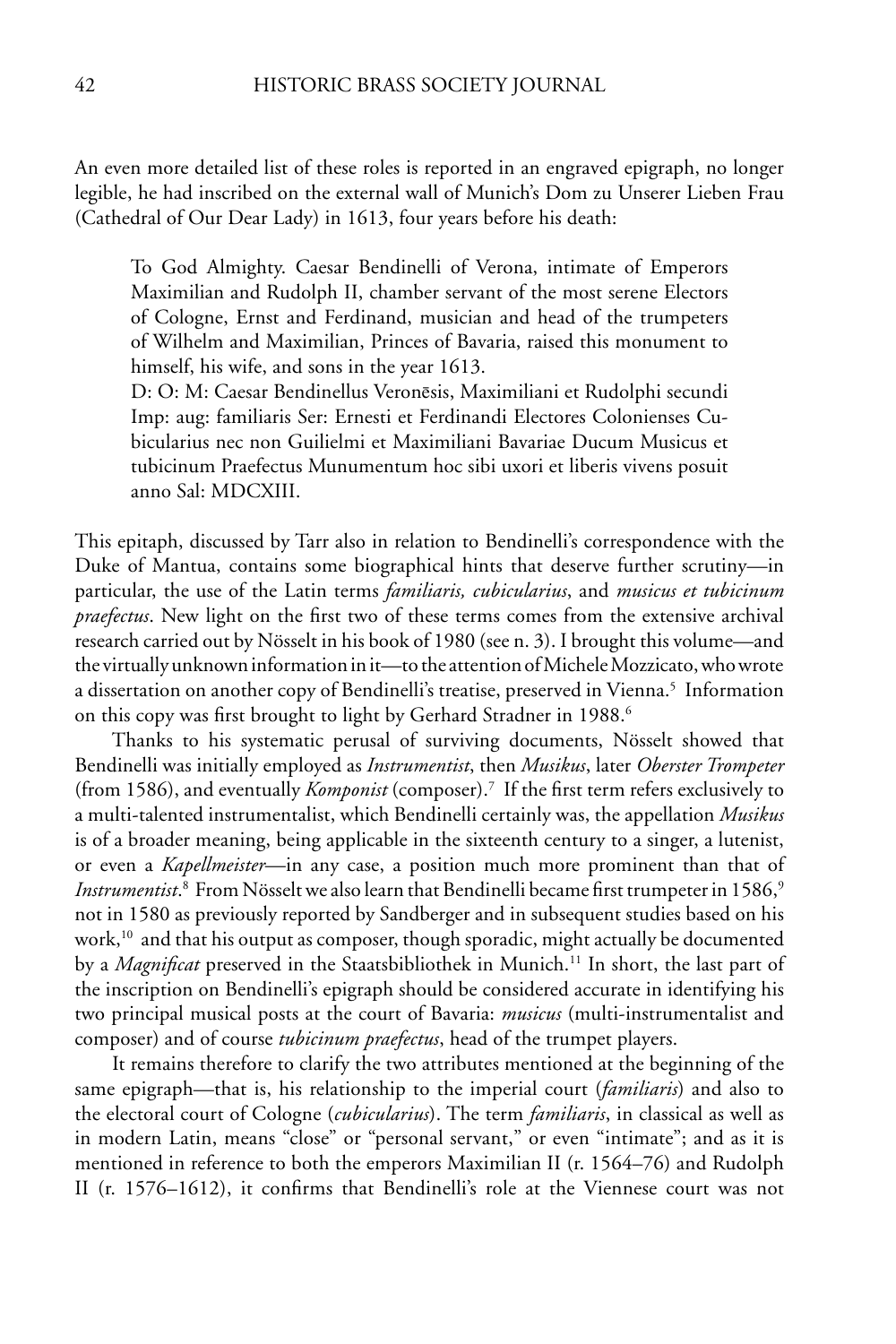An even more detailed list of these roles is reported in an engraved epigraph, no longer legible, he had inscribed on the external wall of Munich's Dom zu Unserer Lieben Frau (Cathedral of Our Dear Lady) in 1613, four years before his death:

> To God Almighty. Caesar Bendinelli of Verona, intimate of Emperors Maximilian and Rudolph II, chamber servant of the most serene Electors of Cologne, Ernst and Ferdinand, musician and head of the trumpeters of Wilhelm and Maximilian, Princes of Bavaria, raised this monument to himself, his wife, and sons in the year 1613.
>
> D: O: M: Caesar Bendinellus Veronēsis, Maximiliani et Rudolphi secundi Imp: aug: familiaris Ser: Ernesti et Ferdinandi Electores Colonienses Cubicularius nec non Guilielmi et Maximiliani Bavariae Ducum Musicus et tubicinum Praefectus Munumentum hoc sibi uxori et liberis vivens posuit anno Sal: MDCXIII.

This epitaph, discussed by Tarr also in relation to Bendinelli's correspondence with the Duke of Mantua, contains some biographical hints that deserve further scrutiny—in particular, the use of the Latin terms *familiaris, cubicularius*, and *musicus et tubicinum praefectus*. New light on the first two of these terms comes from the extensive archival research carried out by Nösselt in his book of 1980 (see n. 3). I brought this volume—and the virtually unknown information in it—to the attention of Michele Mozzicato, who wrote a dissertation on another copy of Bendinelli's treatise, preserved in Vienna.[5] Information on this copy was first brought to light by Gerhard Stradner in 1988.[6]

Thanks to his systematic perusal of surviving documents, Nösselt showed that Bendinelli was initially employed as *Instrumentist*, then *Musikus*, later *Oberster Trompeter* (from 1586), and eventually *Komponist* (composer).[7] If the first term refers exclusively to a multi-talented instrumentalist, which Bendinelli certainly was, the appellation *Musikus* is of a broader meaning, being applicable in the sixteenth century to a singer, a lutenist, or even a *Kapellmeister*—in any case, a position much more prominent than that of *Instrumentist*.[8] From Nösselt we also learn that Bendinelli became first trumpeter in 1586,[9] not in 1580 as previously reported by Sandberger and in subsequent studies based on his work,[10] and that his output as composer, though sporadic, might actually be documented by a *Magnificat* preserved in the Staatsbibliothek in Munich.[11] In short, the last part of the inscription on Bendinelli's epigraph should be considered accurate in identifying his two principal musical posts at the court of Bavaria: *musicus* (multi-instrumentalist and composer) and of course *tubicinum praefectus*, head of the trumpet players.

It remains therefore to clarify the two attributes mentioned at the beginning of the same epigraph—that is, his relationship to the imperial court (*familiaris*) and also to the electoral court of Cologne (*cubicularius*). The term *familiaris*, in classical as well as in modern Latin, means "close" or "personal servant," or even "intimate"; and as it is mentioned in reference to both the emperors Maximilian II (r. 1564–76) and Rudolph II (r. 1576–1612), it confirms that Bendinelli's role at the Viennese court was not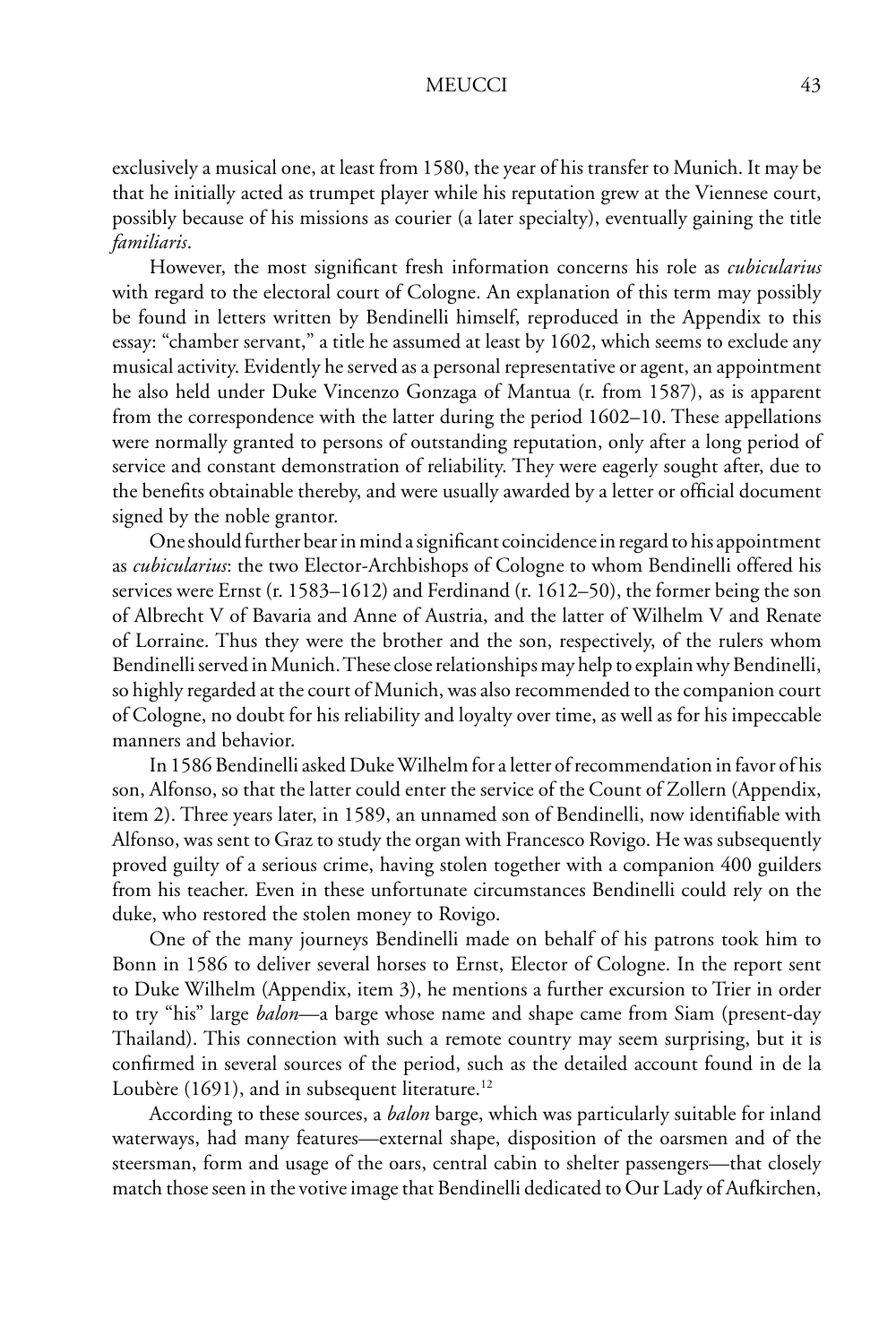exclusively a musical one, at least from 1580, the year of his transfer to Munich. It may be that he initially acted as trumpet player while his reputation grew at the Viennese court, possibly because of his missions as courier (a later specialty), eventually gaining the title *familiaris*.

However, the most significant fresh information concerns his role as *cubicularius* with regard to the electoral court of Cologne. An explanation of this term may possibly be found in letters written by Bendinelli himself, reproduced in the Appendix to this essay: "chamber servant," a title he assumed at least by 1602, which seems to exclude any musical activity. Evidently he served as a personal representative or agent, an appointment he also held under Duke Vincenzo Gonzaga of Mantua (r. from 1587), as is apparent from the correspondence with the latter during the period 1602–10. These appellations were normally granted to persons of outstanding reputation, only after a long period of service and constant demonstration of reliability. They were eagerly sought after, due to the benefits obtainable thereby, and were usually awarded by a letter or official document signed by the noble grantor.

One should further bear in mind a significant coincidence in regard to his appointment as *cubicularius*: the two Elector-Archbishops of Cologne to whom Bendinelli offered his services were Ernst (r. 1583–1612) and Ferdinand (r. 1612–50), the former being the son of Albrecht V of Bavaria and Anne of Austria, and the latter of Wilhelm V and Renate of Lorraine. Thus they were the brother and the son, respectively, of the rulers whom Bendinelli served in Munich. These close relationships may help to explain why Bendinelli, so highly regarded at the court of Munich, was also recommended to the companion court of Cologne, no doubt for his reliability and loyalty over time, as well as for his impeccable manners and behavior.

In 1586 Bendinelli asked Duke Wilhelm for a letter of recommendation in favor of his son, Alfonso, so that the latter could enter the service of the Count of Zollern (Appendix, item 2). Three years later, in 1589, an unnamed son of Bendinelli, now identifiable with Alfonso, was sent to Graz to study the organ with Francesco Rovigo. He was subsequently proved guilty of a serious crime, having stolen together with a companion 400 guilders from his teacher. Even in these unfortunate circumstances Bendinelli could rely on the duke, who restored the stolen money to Rovigo.

One of the many journeys Bendinelli made on behalf of his patrons took him to Bonn in 1586 to deliver several horses to Ernst, Elector of Cologne. In the report sent to Duke Wilhelm (Appendix, item 3), he mentions a further excursion to Trier in order to try "his" large *balon*—a barge whose name and shape came from Siam (present-day Thailand). This connection with such a remote country may seem surprising, but it is confirmed in several sources of the period, such as the detailed account found in de la Loubère (1691), and in subsequent literature.[12]

According to these sources, a *balon* barge, which was particularly suitable for inland waterways, had many features—external shape, disposition of the oarsmen and of the steersman, form and usage of the oars, central cabin to shelter passengers—that closely match those seen in the votive image that Bendinelli dedicated to Our Lady of Aufkirchen,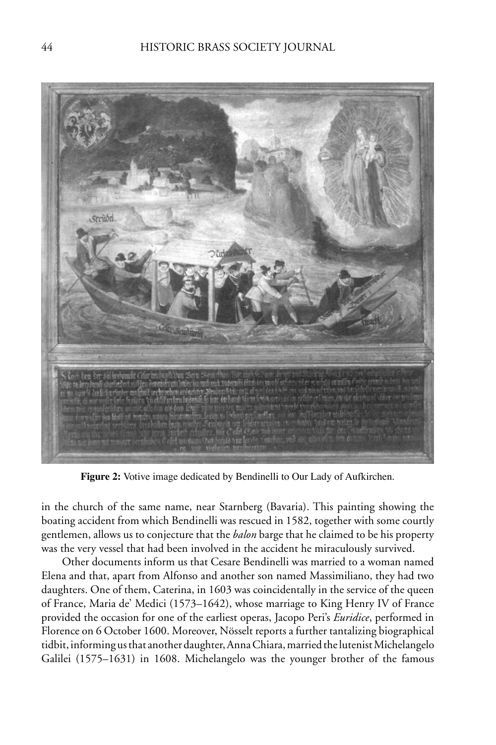**Figure 2:** Votive image dedicated by Bendinelli to Our Lady of Aufkirchen.

in the church of the same name, near Starnberg (Bavaria). This painting showing the boating accident from which Bendinelli was rescued in 1582, together with some courtly gentlemen, allows us to conjecture that the *balon* barge that he claimed to be his property was the very vessel that had been involved in the accident he miraculously survived.

Other documents inform us that Cesare Bendinelli was married to a woman named Elena and that, apart from Alfonso and another son named Massimiliano, they had two daughters. One of them, Caterina, in 1603 was coincidentally in the service of the queen of France, Maria de' Medici (1573–1642), whose marriage to King Henry IV of France provided the occasion for one of the earliest operas, Jacopo Peri's *Euridice*, performed in Florence on 6 October 1600. Moreover, Nösselt reports a further tantalizing biographical tidbit, informing us that another daughter, Anna Chiara, married the lutenist Michelangelo Galilei (1575–1631) in 1608. Michelangelo was the younger brother of the famous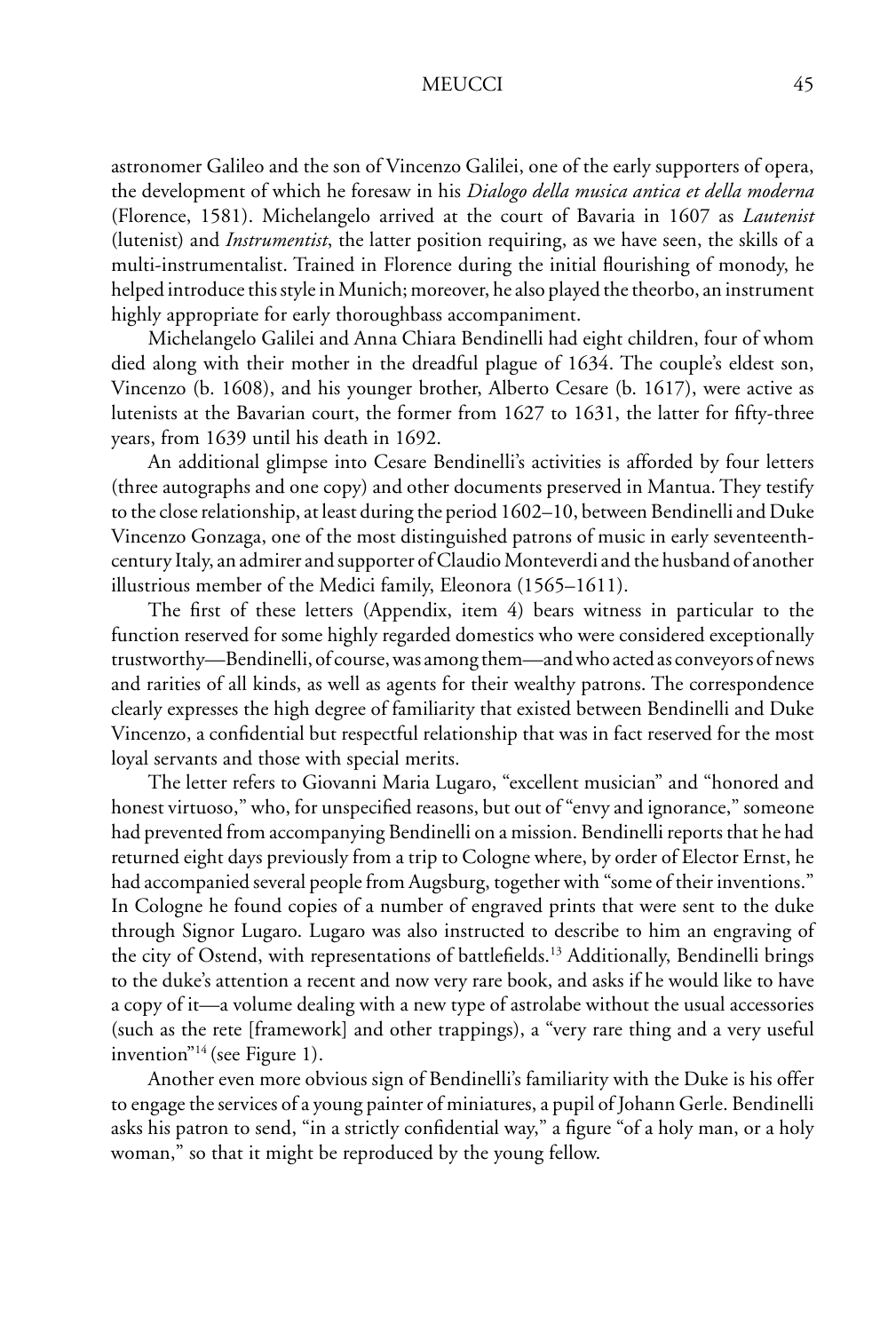astronomer Galileo and the son of Vincenzo Galilei, one of the early supporters of opera, the development of which he foresaw in his *Dialogo della musica antica et della moderna* (Florence, 1581). Michelangelo arrived at the court of Bavaria in 1607 as *Lautenist* (lutenist) and *Instrumentist*, the latter position requiring, as we have seen, the skills of a multi-instrumentalist. Trained in Florence during the initial flourishing of monody, he helped introduce this style in Munich; moreover, he also played the theorbo, an instrument highly appropriate for early thoroughbass accompaniment.

Michelangelo Galilei and Anna Chiara Bendinelli had eight children, four of whom died along with their mother in the dreadful plague of 1634. The couple's eldest son, Vincenzo (b. 1608), and his younger brother, Alberto Cesare (b. 1617), were active as lutenists at the Bavarian court, the former from 1627 to 1631, the latter for fifty-three years, from 1639 until his death in 1692.

An additional glimpse into Cesare Bendinelli's activities is afforded by four letters (three autographs and one copy) and other documents preserved in Mantua. They testify to the close relationship, at least during the period 1602–10, between Bendinelli and Duke Vincenzo Gonzaga, one of the most distinguished patrons of music in early seventeenth-century Italy, an admirer and supporter of Claudio Monteverdi and the husband of another illustrious member of the Medici family, Eleonora (1565–1611).

The first of these letters (Appendix, item 4) bears witness in particular to the function reserved for some highly regarded domestics who were considered exceptionally trustworthy—Bendinelli, of course, was among them—and who acted as conveyors of news and rarities of all kinds, as well as agents for their wealthy patrons. The correspondence clearly expresses the high degree of familiarity that existed between Bendinelli and Duke Vincenzo, a confidential but respectful relationship that was in fact reserved for the most loyal servants and those with special merits.

The letter refers to Giovanni Maria Lugaro, "excellent musician" and "honored and honest virtuoso," who, for unspecified reasons, but out of "envy and ignorance," someone had prevented from accompanying Bendinelli on a mission. Bendinelli reports that he had returned eight days previously from a trip to Cologne where, by order of Elector Ernst, he had accompanied several people from Augsburg, together with "some of their inventions." In Cologne he found copies of a number of engraved prints that were sent to the duke through Signor Lugaro. Lugaro was also instructed to describe to him an engraving of the city of Ostend, with representations of battlefields.[13] Additionally, Bendinelli brings to the duke's attention a recent and now very rare book, and asks if he would like to have a copy of it—a volume dealing with a new type of astrolabe without the usual accessories (such as the rete [framework] and other trappings), a "very rare thing and a very useful invention"[14] (see Figure 1).

Another even more obvious sign of Bendinelli's familiarity with the Duke is his offer to engage the services of a young painter of miniatures, a pupil of Johann Gerle. Bendinelli asks his patron to send, "in a strictly confidential way," a figure "of a holy man, or a holy woman," so that it might be reproduced by the young fellow.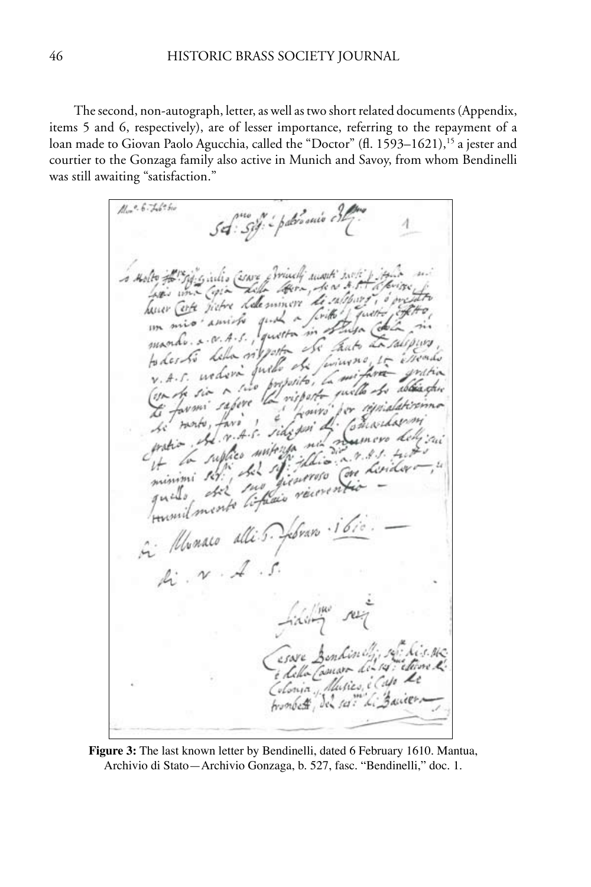The second, non-autograph, letter, as well as two short related documents (Appendix, items 5 and 6, respectively), are of lesser importance, referring to the repayment of a loan made to Giovan Paolo Agucchia, called the "Doctor" (fl. 1593–1621),[15] a jester and courtier to the Gonzaga family also active in Munich and Savoy, from whom Bendinelli was still awaiting "satisfaction."

**Figure 3:** The last known letter by Bendinelli, dated 6 February 1610. Mantua, Archivio di Stato—Archivio Gonzaga, b. 527, fasc. "Bendinelli," doc. 1.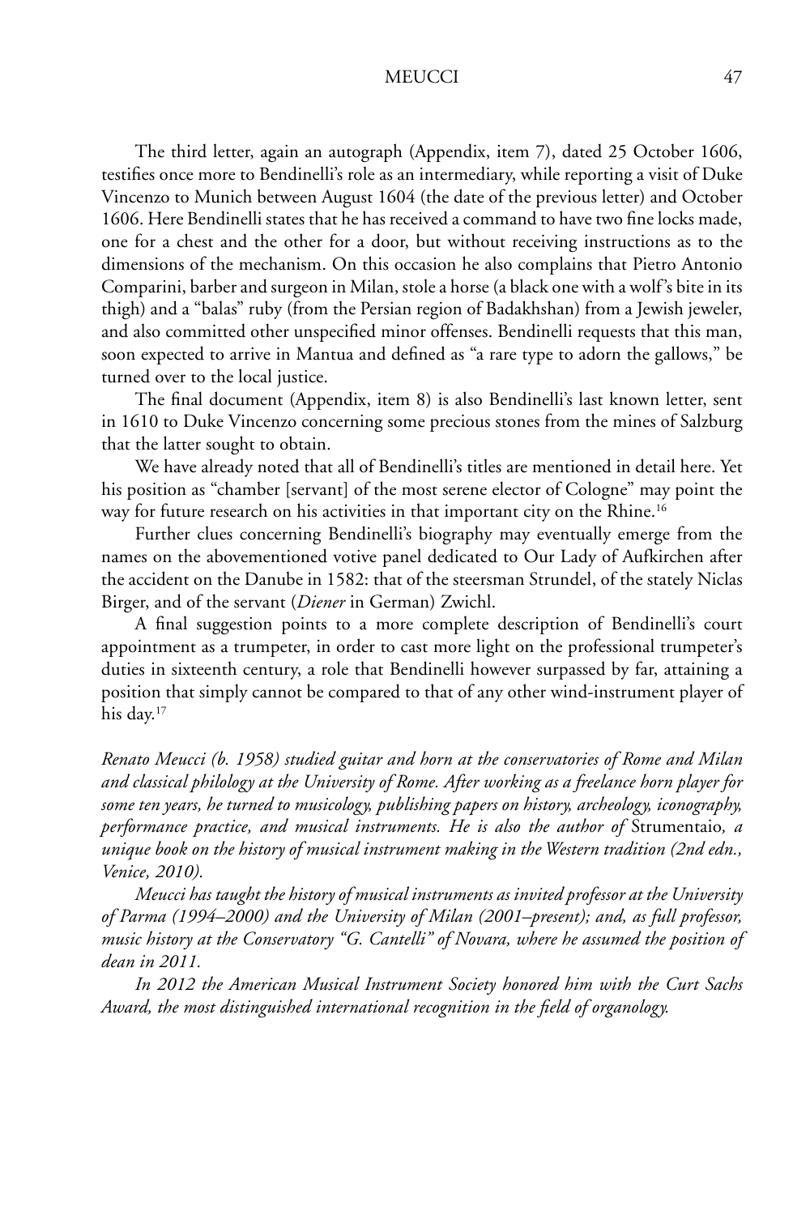The third letter, again an autograph (Appendix, item 7), dated 25 October 1606, testifies once more to Bendinelli's role as an intermediary, while reporting a visit of Duke Vincenzo to Munich between August 1604 (the date of the previous letter) and October 1606. Here Bendinelli states that he has received a command to have two fine locks made, one for a chest and the other for a door, but without receiving instructions as to the dimensions of the mechanism. On this occasion he also complains that Pietro Antonio Comparini, barber and surgeon in Milan, stole a horse (a black one with a wolf's bite in its thigh) and a "balas" ruby (from the Persian region of Badakhshan) from a Jewish jeweler, and also committed other unspecified minor offenses. Bendinelli requests that this man, soon expected to arrive in Mantua and defined as "a rare type to adorn the gallows," be turned over to the local justice.

The final document (Appendix, item 8) is also Bendinelli's last known letter, sent in 1610 to Duke Vincenzo concerning some precious stones from the mines of Salzburg that the latter sought to obtain.

We have already noted that all of Bendinelli's titles are mentioned in detail here. Yet his position as "chamber [servant] of the most serene elector of Cologne" may point the way for future research on his activities in that important city on the Rhine.[16]

Further clues concerning Bendinelli's biography may eventually emerge from the names on the abovementioned votive panel dedicated to Our Lady of Aufkirchen after the accident on the Danube in 1582: that of the steersman Strundel, of the stately Niclas Birger, and of the servant (*Diener* in German) Zwichl.

A final suggestion points to a more complete description of Bendinelli's court appointment as a trumpeter, in order to cast more light on the professional trumpeter's duties in sixteenth century, a role that Bendinelli however surpassed by far, attaining a position that simply cannot be compared to that of any other wind-instrument player of his day.[17]

*Renato Meucci (b. 1958) studied guitar and horn at the conservatories of Rome and Milan and classical philology at the University of Rome. After working as a freelance horn player for some ten years, he turned to musicology, publishing papers on history, archeology, iconography, performance practice, and musical instruments. He is also the author of* Strumentaio*, a unique book on the history of musical instrument making in the Western tradition (2nd edn., Venice, 2010).*

*Meucci has taught the history of musical instruments as invited professor at the University of Parma (1994–2000) and the University of Milan (2001–present); and, as full professor, music history at the Conservatory "G. Cantelli" of Novara, where he assumed the position of dean in 2011.*

*In 2012 the American Musical Instrument Society honored him with the Curt Sachs Award, the most distinguished international recognition in the field of organology.*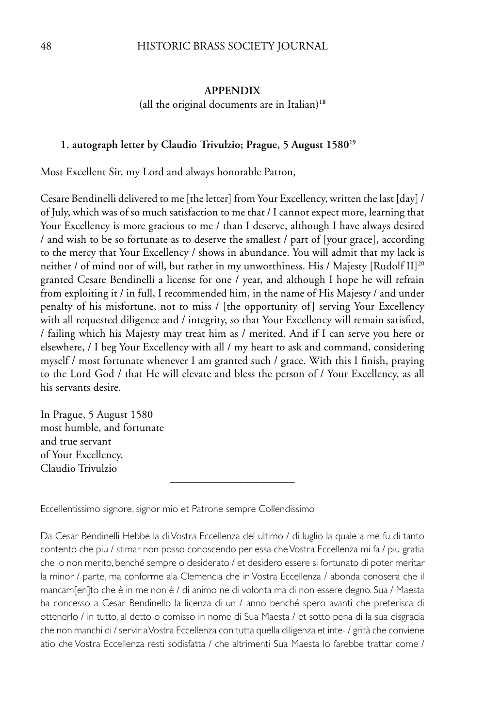## APPENDIX

(all the original documents are in Italian)[18]

### 1. autograph letter by Claudio Trivulzio; Prague, 5 August 1580[19]

Most Excellent Sir, my Lord and always honorable Patron,

Cesare Bendinelli delivered to me [the letter] from Your Excellency, written the last [day] / of July, which was of so much satisfaction to me that / I cannot expect more, learning that Your Excellency is more gracious to me / than I deserve, although I have always desired / and wish to be so fortunate as to deserve the smallest / part of [your grace], according to the mercy that Your Excellency / shows in abundance. You will admit that my lack is neither / of mind nor of will, but rather in my unworthiness. His / Majesty [Rudolf II][20] granted Cesare Bendinelli a license for one / year, and although I hope he will refrain from exploiting it / in full, I recommended him, in the name of His Majesty / and under penalty of his misfortune, not to miss / [the opportunity of] serving Your Excellency with all requested diligence and / integrity, so that Your Excellency will remain satisfied, / failing which his Majesty may treat him as / merited. And if I can serve you here or elsewhere, / I beg Your Excellency with all / my heart to ask and command, considering myself / most fortunate whenever I am granted such / grace. With this I finish, praying to the Lord God / that He will elevate and bless the person of / Your Excellency, as all his servants desire.

In Prague, 5 August 1580
most humble, and fortunate
and true servant
of Your Excellency,
Claudio Trivulzio

---

Eccellentissimo signore, signor mio et Patrone sempre Collendissimo

Da Cesar Bendinelli Hebbe la di Vostra Eccellenza del ultimo / di luglio la quale a me fu di tanto contento che piu / stimar non posso conoscendo per essa che Vostra Eccellenza mi fa / piu gratia che io non merito, benché sempre o desiderato / et desidero essere si fortunato di poter meritar la minor / parte, ma conforme ala Clemencia che in Vostra Eccellenza / abonda conosera che il mancam[en]to che è in me non è / di animo ne di volonta ma di non essere degno. Sua / Maesta ha concesso a Cesar Bendinello la licenza di un / anno benché spero avanti che preterisca di ottenerlo / in tutto, al detto o comisso in nome di Sua Maesta / et sotto pena di la sua disgracia che non manchi di / servir a Vostra Eccellenza con tutta quella diligenza et inte- / grità che conviene atio che Vostra Eccellenza resti sodisfatta / che altrimenti Sua Maesta lo farebbe trattar come /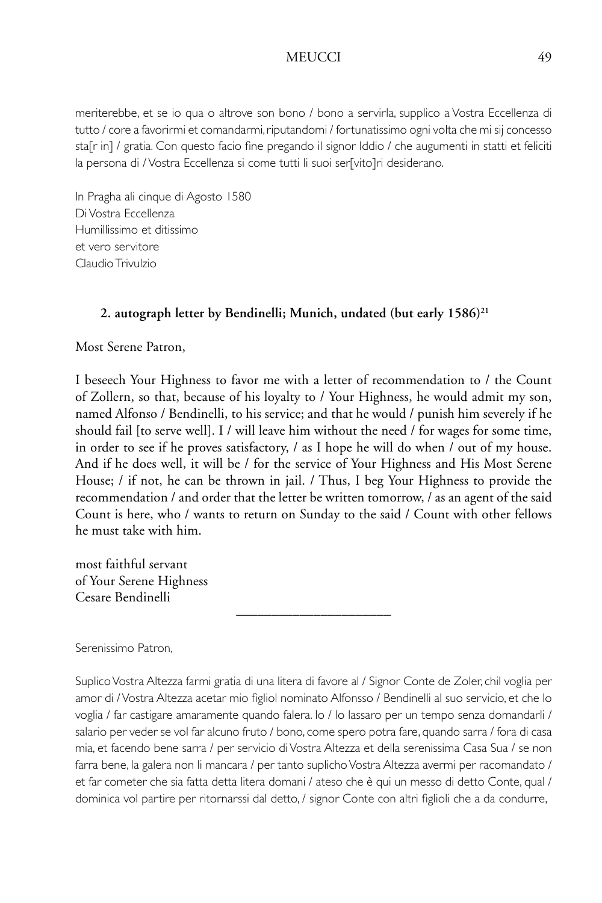meriterebbe, et se io qua o altrove son bono / bono a servirla, supplico a Vostra Eccellenza di tutto / core a favorirmi et comandarmi, riputandomi / fortunatissimo ogni volta che mi sij concesso sta[r in] / gratia. Con questo facio fine pregando il signor Iddio / che augumenti in statti et feliciti la persona di / Vostra Eccellenza si come tutti li suoi ser[vito]ri desiderano.

In Pragha ali cinque di Agosto 1580
Di Vostra Eccellenza
Humillissimo et ditissimo
et vero servitore
Claudio Trivulzio

### 2. autograph letter by Bendinelli; Munich, undated (but early 1586)[21]

Most Serene Patron,

I beseech Your Highness to favor me with a letter of recommendation to / the Count of Zollern, so that, because of his loyalty to / Your Highness, he would admit my son, named Alfonso / Bendinelli, to his service; and that he would / punish him severely if he should fail [to serve well]. I / will leave him without the need / for wages for some time, in order to see if he proves satisfactory, / as I hope he will do when / out of my house. And if he does well, it will be / for the service of Your Highness and His Most Serene House; / if not, he can be thrown in jail. / Thus, I beg Your Highness to provide the recommendation / and order that the letter be written tomorrow, / as an agent of the said Count is here, who / wants to return on Sunday to the said / Count with other fellows he must take with him.

most faithful servant
of Your Serene Highness
Cesare Bendinelli

---

Serenissimo Patron,

Suplico Vostra Altezza farmi gratia di una litera di favore al / Signor Conte de Zoler, chil voglia per amor di / Vostra Altezza acetar mio figliol nominato Alfonsso / Bendinelli al suo servicio, et che lo voglia / far castigare amaramente quando falera. Io / lo lassaro per un tempo senza domandarli / salario per veder se vol far alcuno fruto / bono, come spero potra fare, quando sarra / fora di casa mia, et facendo bene sarra / per servicio di Vostra Altezza et della serenissima Casa Sua / se non farra bene, la galera non li mancara / per tanto suplicho Vostra Altezza avermi per racomandato / et far cometer che sia fatta detta litera domani / ateso che è qui un messo di detto Conte, qual / dominica vol partire per ritornarssi dal detto, / signor Conte con altri figlioli che a da condurre,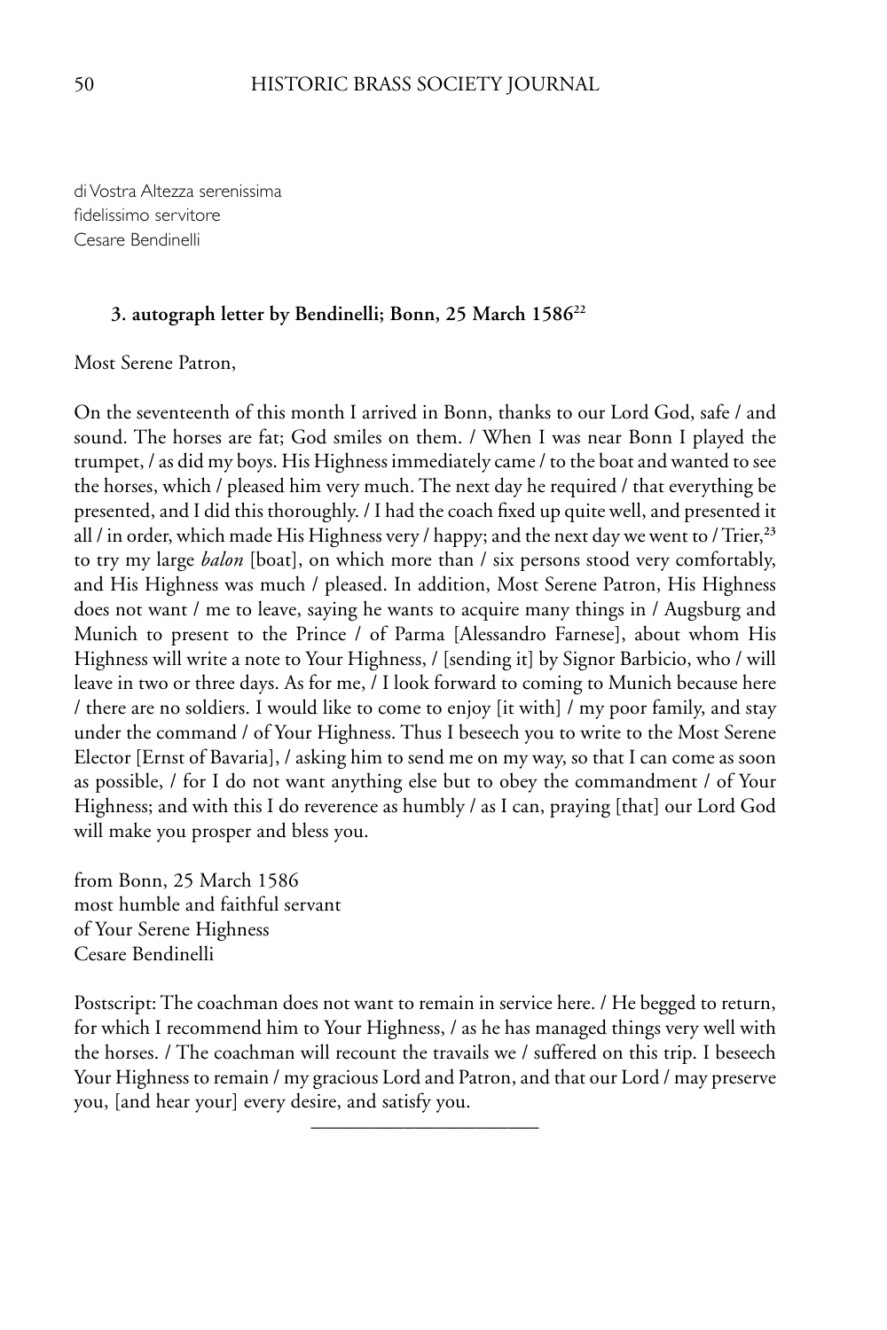di Vostra Altezza serenissima
fidelissimo servitore
Cesare Bendinelli

### 3. autograph letter by Bendinelli; Bonn, 25 March 1586[22]

Most Serene Patron,

On the seventeenth of this month I arrived in Bonn, thanks to our Lord God, safe / and sound. The horses are fat; God smiles on them. / When I was near Bonn I played the trumpet, / as did my boys. His Highness immediately came / to the boat and wanted to see the horses, which / pleased him very much. The next day he required / that everything be presented, and I did this thoroughly. / I had the coach fixed up quite well, and presented it all / in order, which made His Highness very / happy; and the next day we went to / Trier,[23] to try my large *balon* [boat], on which more than / six persons stood very comfortably, and His Highness was much / pleased. In addition, Most Serene Patron, His Highness does not want / me to leave, saying he wants to acquire many things in / Augsburg and Munich to present to the Prince / of Parma [Alessandro Farnese], about whom His Highness will write a note to Your Highness, / [sending it] by Signor Barbicio, who / will leave in two or three days. As for me, / I look forward to coming to Munich because here / there are no soldiers. I would like to come to enjoy [it with] / my poor family, and stay under the command / of Your Highness. Thus I beseech you to write to the Most Serene Elector [Ernst of Bavaria], / asking him to send me on my way, so that I can come as soon as possible, / for I do not want anything else but to obey the commandment / of Your Highness; and with this I do reverence as humbly / as I can, praying [that] our Lord God will make you prosper and bless you.

from Bonn, 25 March 1586
most humble and faithful servant
of Your Serene Highness
Cesare Bendinelli

Postscript: The coachman does not want to remain in service here. / He begged to return, for which I recommend him to Your Highness, / as he has managed things very well with the horses. / The coachman will recount the travails we / suffered on this trip. I beseech Your Highness to remain / my gracious Lord and Patron, and that our Lord / may preserve you, [and hear your] every desire, and satisfy you.

---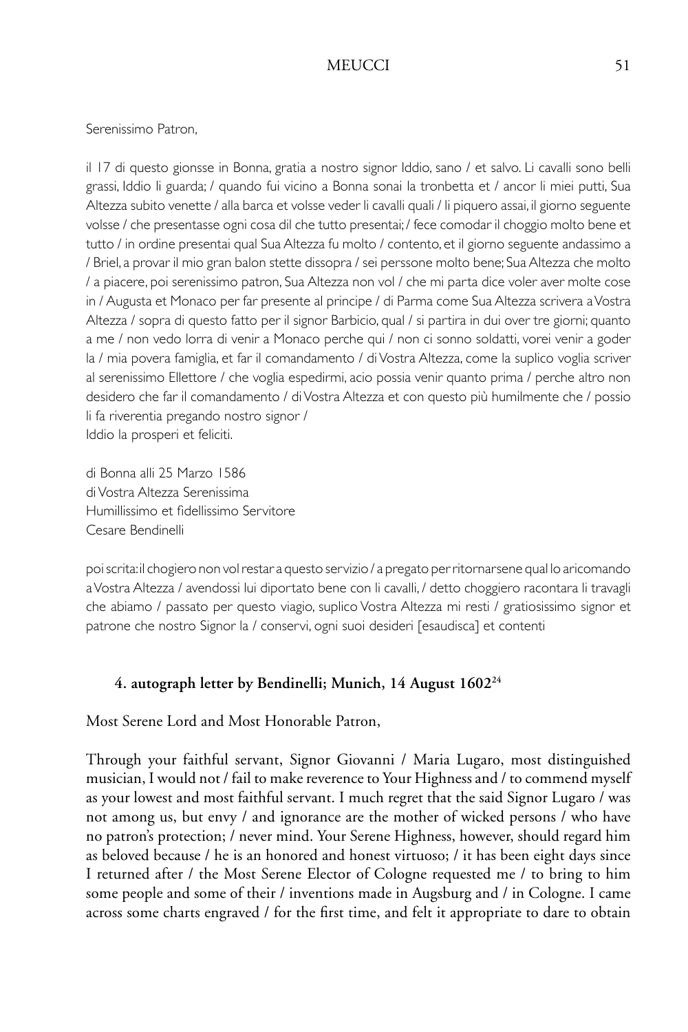Serenissimo Patron,

il 17 di questo gionsse in Bonna, gratia a nostro signor Iddio, sano / et salvo. Li cavalli sono belli grassi, Iddio li guarda; / quando fui vicino a Bonna sonai la tronbetta et / ancor li miei putti, Sua Altezza subito venette / alla barca et volsse veder li cavalli quali / li piquero assai, il giorno seguente volsse / che presentasse ogni cosa dil che tutto presentai; / fece comodar il choggio molto bene et tutto / in ordine presentai qual Sua Altezza fu molto / contento, et il giorno seguente andassimo a / Briel, a provar il mio gran balon stette dissopra / sei perssone molto bene; Sua Altezza che molto / a piacere, poi serenissimo patron, Sua Altezza non vol / che mi parta dice voler aver molte cose in / Augusta et Monaco per far presente al principe / di Parma come Sua Altezza scrivera a Vostra Altezza / sopra di questo fatto per il signor Barbicio, qual / si partira in dui over tre giorni; quanto a me / non vedo lorra di venir a Monaco perche qui / non ci sonno soldatti, vorei venir a goder la / mia povera famiglia, et far il comandamento / di Vostra Altezza, come la suplico voglia scriver al serenissimo Ellettore / che voglia espedirmi, acio possia venir quanto prima / perche altro non desidero che far il comandamento / di Vostra Altezza et con questo più humilmente che / possio li fa riverentia pregando nostro signor / Iddio la prosperi et feliciti.

di Bonna alli 25 Marzo 1586
di Vostra Altezza Serenissima
Humillissimo et fidellissimo Servitore
Cesare Bendinelli

poi scrita: il chogiero non vol restar a questo servizio / a pregato per ritornarsene qual lo aricomando a Vostra Altezza / avendossi lui diportato bene con li cavalli, / detto choggiero racontara li travagli che abiamo / passato per questo viagio, suplico Vostra Altezza mi resti / gratiosissimo signor et patrone che nostro Signor la / conservi, ogni suoi desideri [esaudisca] et contenti

#### 4. autograph letter by Bendinelli; Munich, 14 August 1602[24]

Most Serene Lord and Most Honorable Patron,

Through your faithful servant, Signor Giovanni / Maria Lugaro, most distinguished musician, I would not / fail to make reverence to Your Highness and / to commend myself as your lowest and most faithful servant. I much regret that the said Signor Lugaro / was not among us, but envy / and ignorance are the mother of wicked persons / who have no patron's protection; / never mind. Your Serene Highness, however, should regard him as beloved because / he is an honored and honest virtuoso; / it has been eight days since I returned after / the Most Serene Elector of Cologne requested me / to bring to him some people and some of their / inventions made in Augsburg and / in Cologne. I came across some charts engraved / for the first time, and felt it appropriate to dare to obtain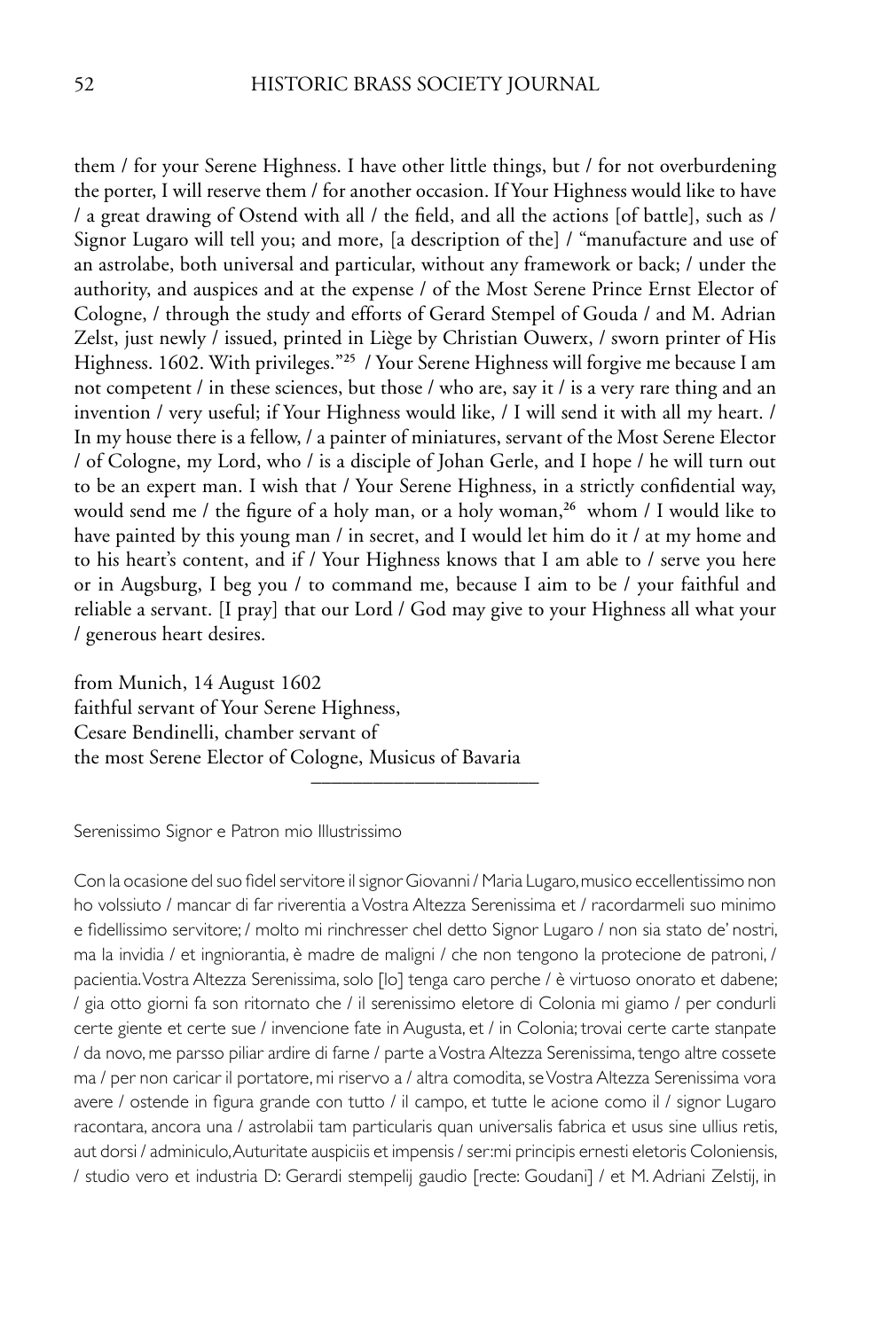them / for your Serene Highness. I have other little things, but / for not overburdening the porter, I will reserve them / for another occasion. If Your Highness would like to have / a great drawing of Ostend with all / the field, and all the actions [of battle], such as / Signor Lugaro will tell you; and more, [a description of the] / "manufacture and use of an astrolabe, both universal and particular, without any framework or back; / under the authority, and auspices and at the expense / of the Most Serene Prince Ernst Elector of Cologne, / through the study and efforts of Gerard Stempel of Gouda / and M. Adrian Zelst, just newly / issued, printed in Liège by Christian Ouwerx, / sworn printer of His Highness. 1602. With privileges."[25] / Your Serene Highness will forgive me because I am not competent / in these sciences, but those / who are, say it / is a very rare thing and an invention / very useful; if Your Highness would like, / I will send it with all my heart. / In my house there is a fellow, / a painter of miniatures, servant of the Most Serene Elector / of Cologne, my Lord, who / is a disciple of Johan Gerle, and I hope / he will turn out to be an expert man. I wish that / Your Serene Highness, in a strictly confidential way, would send me / the figure of a holy man, or a holy woman,[26] whom / I would like to have painted by this young man / in secret, and I would let him do it / at my home and to his heart's content, and if / Your Highness knows that I am able to / serve you here or in Augsburg, I beg you / to command me, because I aim to be / your faithful and reliable a servant. [I pray] that our Lord / God may give to your Highness all what your / generous heart desires.

from Munich, 14 August 1602
faithful servant of Your Serene Highness,
Cesare Bendinelli, chamber servant of
the most Serene Elector of Cologne, Musicus of Bavaria

---

Serenissimo Signor e Patron mio Illustrissimo

Con la ocasione del suo fidel servitore il signor Giovanni / Maria Lugaro, musico eccellentissimo non ho volssiuto / mancar di far riverentia a Vostra Altezza Serenissima et / racordarmeli suo minimo e fidellissimo servitore; / molto mi rinchresser chel detto Signor Lugaro / non sia stato de' nostri, ma la invidia / et ingniorantia, è madre de maligni / che non tengono la protecione de patroni, / pacientia. Vostra Altezza Serenissima, solo [lo] tenga caro perche / è virtuoso onorato et dabene; / gia otto giorni fa son ritornato che / il serenissimo eletore di Colonia mi giamo / per condurli certe giente et certe sue / invencione fate in Augusta, et / in Colonia; trovai certe carte stanpate / da novo, me parsso piliar ardire di farne / parte a Vostra Altezza Serenissima, tengo altre cossete ma / per non caricar il portatore, mi riservo a / altra comodita, se Vostra Altezza Serenissima vora avere / ostende in figura grande con tutto / il campo, et tutte le acione como il / signor Lugaro racontara, ancora una / astrolabii tam particularis quan universalis fabrica et usus sine ullius retis, aut dorsi / adminiculo, Auturitate auspiciis et impensis / ser:mi principis ernesti eletoris Coloniensis, / studio vero et industria D: Gerardi stempelij gaudio [recte: Goudani] / et M. Adriani Zelstij, in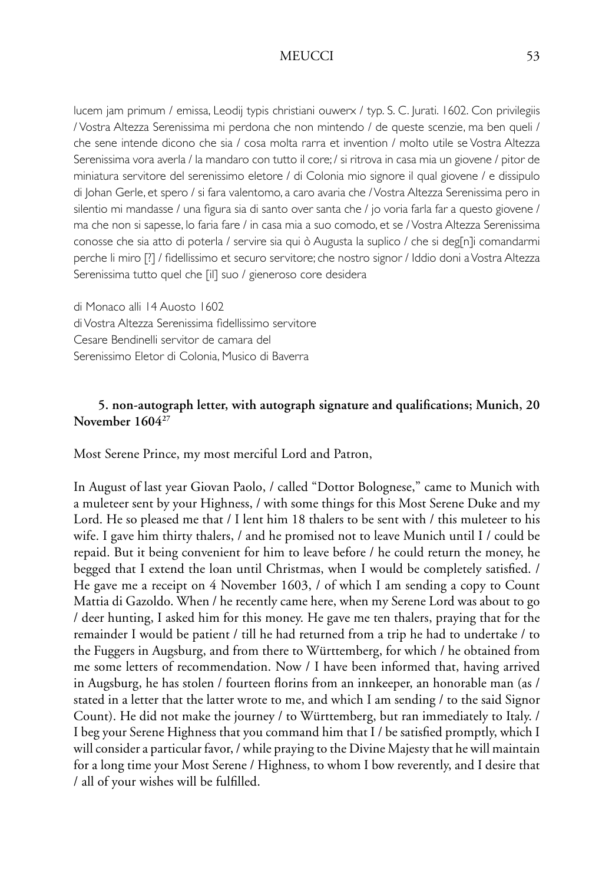lucem jam primum / emissa, Leodij typis christiani ouwerx / typ. S. C. Jurati. 1602. Con privilegiis / Vostra Altezza Serenissima mi perdona che non mintendo / de queste scenzie, ma ben queli / che sene intende dicono che sia / cosa molta rarra et invention / molto utile se Vostra Altezza Serenissima vora averla / la mandaro con tutto il core; / si ritrova in casa mia un giovene / pitor de miniatura servitore del serenissimo eletore / di Colonia mio signore il qual giovene / e dissipulo di Johan Gerle, et spero / si fara valentomo, a caro avaria che / Vostra Altezza Serenissima pero in silentio mi mandasse / una figura sia di santo over santa che / jo voria farla far a questo giovene / ma che non si sapesse, lo faria fare / in casa mia a suo comodo, et se / Vostra Altezza Serenissima conosse che sia atto di poterla / servire sia qui ò Augusta la suplico / che si deg[n]i comandarmi perche li miro [?] / fidellissimo et securo servitore; che nostro signor / Iddio doni a Vostra Altezza Serenissima tutto quel che [il] suo / giene roso core desidera

di Monaco alli 14 Auosto 1602
di Vostra Altezza Serenissima fidellissimo servitore
Cesare Bendinelli servitor de camara del
Serenissimo Eletor di Colonia, Musico di Baverra

### 5. non-autograph letter, with autograph signature and qualifications; Munich, 20 November 1604[27]

Most Serene Prince, my most merciful Lord and Patron,

In August of last year Giovan Paolo, / called "Dottor Bolognese," came to Munich with a muleteer sent by your Highness, / with some things for this Most Serene Duke and my Lord. He so pleased me that / I lent him 18 thalers to be sent with / this muleteer to his wife. I gave him thirty thalers, / and he promised not to leave Munich until I / could be repaid. But it being convenient for him to leave before / he could return the money, he begged that I extend the loan until Christmas, when I would be completely satisfied. / He gave me a receipt on 4 November 1603, / of which I am sending a copy to Count Mattia di Gazoldo. When / he recently came here, when my Serene Lord was about to go / deer hunting, I asked him for this money. He gave me ten thalers, praying that for the remainder I would be patient / till he had returned from a trip he had to undertake / to the Fuggers in Augsburg, and from there to Württemberg, for which / he obtained from me some letters of recommendation. Now / I have been informed that, having arrived in Augsburg, he has stolen / fourteen florins from an innkeeper, an honorable man (as / stated in a letter that the latter wrote to me, and which I am sending / to the said Signor Count). He did not make the journey / to Württemberg, but ran immediately to Italy. / I beg your Serene Highness that you command him that I / be satisfied promptly, which I will consider a particular favor, / while praying to the Divine Majesty that he will maintain for a long time your Most Serene / Highness, to whom I bow reverently, and I desire that / all of your wishes will be fulfilled.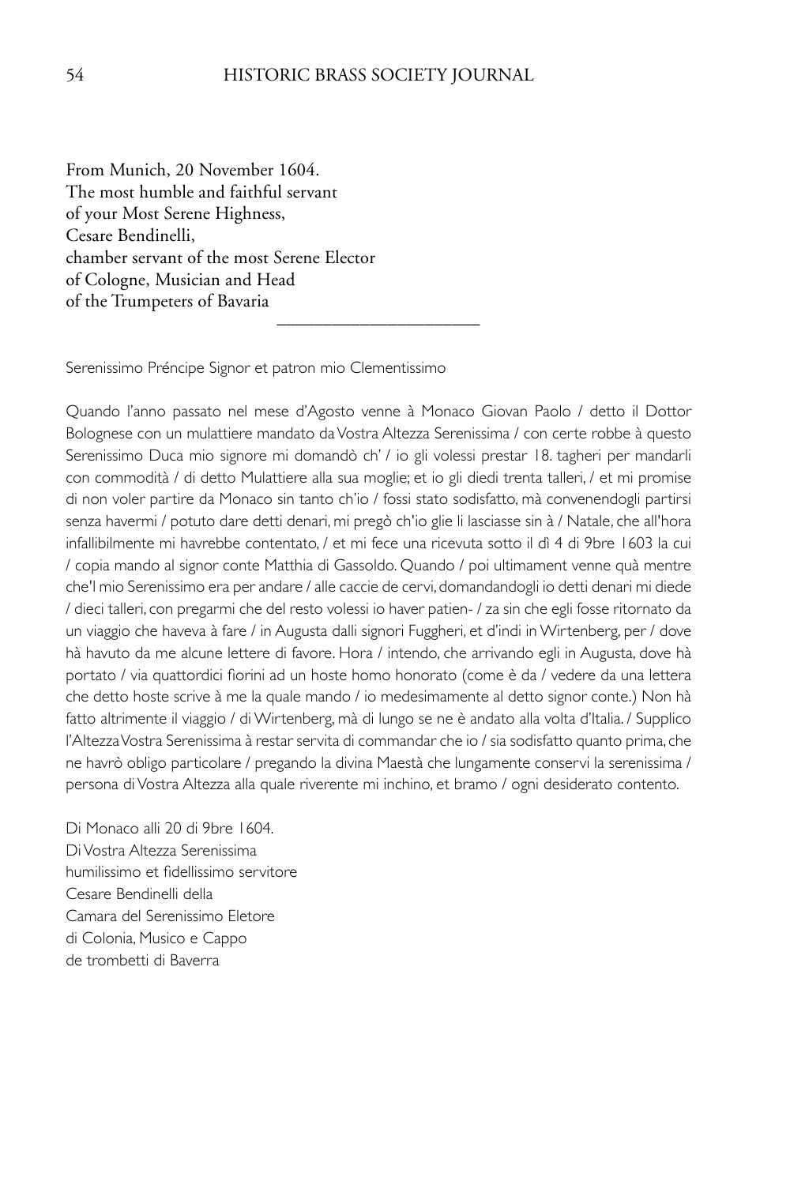From Munich, 20 November 1604.
The most humble and faithful servant
of your Most Serene Highness,
Cesare Bendinelli,
chamber servant of the most Serene Elector
of Cologne, Musician and Head
of the Trumpeters of Bavaria

---

Serenissimo Préncipe Signor et patron mio Clementissimo

Quando l'anno passato nel mese d'Agosto venne à Monaco Giovan Paolo / detto il Dottor Bolognese con un mulattiere mandato da Vostra Altezza Serenissima / con certe robbe à questo Serenissimo Duca mio signore mi domandò ch' / io gli volessi prestar 18. tagheri per mandarli con commodità / di detto Mulattiere alla sua moglie; et io gli diedi trenta talleri, / et mi promise di non voler partire da Monaco sin tanto ch'io / fossi stato sodisfatto, mà convenendogli partirsi senza havermi / potuto dare detti denari, mi pregò ch'io glie li lasciasse sin à / Natale, che all'hora infallibilmente mi havrebbe contentato, / et mi fece una ricevuta sotto il dì 4 di 9bre 1603 la cui / copia mando al signor conte Matthia di Gassoldo. Quando / poi ultimament venne quà mentre che'l mio Serenissimo era per andare / alle caccie de cervi, domandandogli io detti denari mi diede / dieci talleri, con pregarmi che del resto volessi io haver patien- / za sin che egli fosse ritornato da un viaggio che haveva à fare / in Augusta dalli signori Fuggheri, et d'indi in Wirtenberg, per / dove hà havuto da me alcune lettere di favore. Hora / intendo, che arrivando egli in Augusta, dove hà portato / via quattordici fiorini ad un hoste homo honorato (come è da / vedere da una lettera che detto hoste scrive à me la quale mando / io medesimamente al detto signor conte.) Non hà fatto altrimente il viaggio / di Wirtenberg, mà di lungo se ne è andato alla volta d'Italia. / Supplico l'Altezza Vostra Serenissima à restar servita di commandar che io / sia sodisfatto quanto prima, che ne havrò obligo particolare / pregando la divina Maestà che lungamente conservi la serenissima / persona di Vostra Altezza alla quale riverente mi inchino, et bramo / ogni desiderato contento.

Di Monaco alli 20 di 9bre 1604.
Di Vostra Altezza Serenissima
humilissimo et fidellissimo servitore
Cesare Bendinelli della
Camara del Serenissimo Eletore
di Colonia, Musico e Cappo
de trombetti di Baverra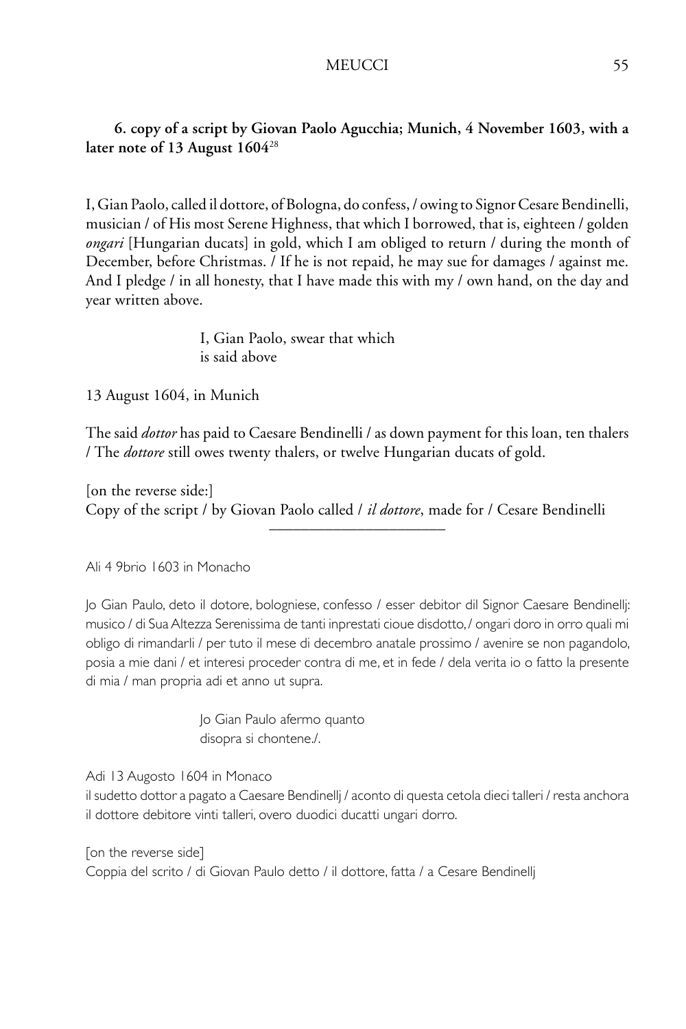**6. copy of a script by Giovan Paolo Agucchia; Munich, 4 November 1603, with a later note of 13 August 1604**[28]

I, Gian Paolo, called il dottore, of Bologna, do confess, / owing to Signor Cesare Bendinelli, musician / of His most Serene Highness, that which I borrowed, that is, eighteen / golden *ongari* [Hungarian ducats] in gold, which I am obliged to return / during the month of December, before Christmas. / If he is not repaid, he may sue for damages / against me. And I pledge / in all honesty, that I have made this with my / own hand, on the day and year written above.

I, Gian Paolo, swear that which
is said above

13 August 1604, in Munich

The said *dottor* has paid to Caesare Bendinelli / as down payment for this loan, ten thalers / The *dottore* still owes twenty thalers, or twelve Hungarian ducats of gold.

[on the reverse side:]
Copy of the script / by Giovan Paolo called / *il dottore*, made for / Cesare Bendinelli

---

Ali 4 9brio 1603 in Monacho

Jo Gian Paulo, deto il dotore, bologniese, confesso / esser debitor dil Signor Caesare Bendinellj: musico / di Sua Altezza Serenissima de tanti inprestati cioue disdotto, / ongari doro in orro quali mi obligo di rimandarli / per tuto il mese di decembro anatale prossimo / avenire se non pagandolo, posia a mie dani / et interesi proceder contra di me, et in fede / dela verita io o fatto la presente di mia / man propria adi et anno ut supra.

Jo Gian Paulo afermo quanto
disopra si chontene./.

Adi 13 Augosto 1604 in Monaco
il sudetto dottor a pagato a Caesare Bendinellj / aconto di questa cetola dieci talleri / resta anchora il dottore debitore vinti talleri, overo duodici ducatti ungari dorro.

[on the reverse side]
Coppia del scrito / di Giovan Paulo detto / il dottore, fatta / a Cesare Bendinellj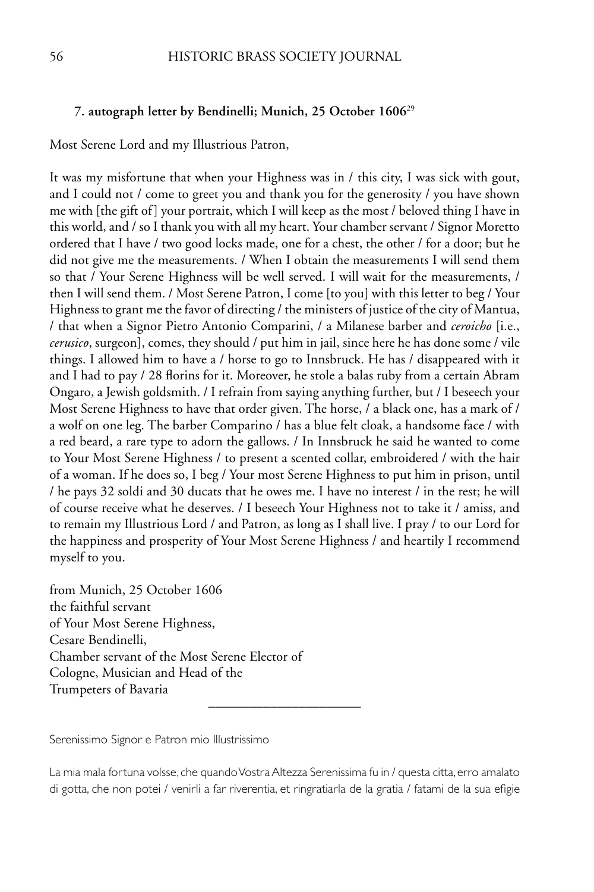#### 7. autograph letter by Bendinelli; Munich, 25 October 1606[29]

Most Serene Lord and my Illustrious Patron,

It was my misfortune that when your Highness was in / this city, I was sick with gout, and I could not / come to greet you and thank you for the generosity / you have shown me with [the gift of] your portrait, which I will keep as the most / beloved thing I have in this world, and / so I thank you with all my heart. Your chamber servant / Signor Moretto ordered that I have / two good locks made, one for a chest, the other / for a door; but he did not give me the measurements. / When I obtain the measurements I will send them so that / Your Serene Highness will be well served. I will wait for the measurements, / then I will send them. / Most Serene Patron, I come [to you] with this letter to beg / Your Highness to grant me the favor of directing / the ministers of justice of the city of Mantua, / that when a Signor Pietro Antonio Comparini, / a Milanese barber and *ceroicho* [i.e., *cerusico*, surgeon], comes, they should / put him in jail, since here he has done some / vile things. I allowed him to have a / horse to go to Innsbruck. He has / disappeared with it and I had to pay / 28 florins for it. Moreover, he stole a balas ruby from a certain Abram Ongaro, a Jewish goldsmith. / I refrain from saying anything further, but / I beseech your Most Serene Highness to have that order given. The horse, / a black one, has a mark of / a wolf on one leg. The barber Comparino / has a blue felt cloak, a handsome face / with a red beard, a rare type to adorn the gallows. / In Innsbruck he said he wanted to come to Your Most Serene Highness / to present a scented collar, embroidered / with the hair of a woman. If he does so, I beg / Your most Serene Highness to put him in prison, until / he pays 32 soldi and 30 ducats that he owes me. I have no interest / in the rest; he will of course receive what he deserves. / I beseech Your Highness not to take it / amiss, and to remain my Illustrious Lord / and Patron, as long as I shall live. I pray / to our Lord for the happiness and prosperity of Your Most Serene Highness / and heartily I recommend myself to you.

from Munich, 25 October 1606  
the faithful servant  
of Your Most Serene Highness,  
Cesare Bendinelli,  
Chamber servant of the Most Serene Elector of  
Cologne, Musician and Head of the  
Trumpeters of Bavaria

---

Serenissimo Signor e Patron mio Illustrissimo

La mia mala fortuna volsse, che quando Vostra Altezza Serenissima fu in / questa citta, erro amalato di gotta, che non potei / venirli a far riverentia, et ringratiarla de la gratia / fatami de la sua efigie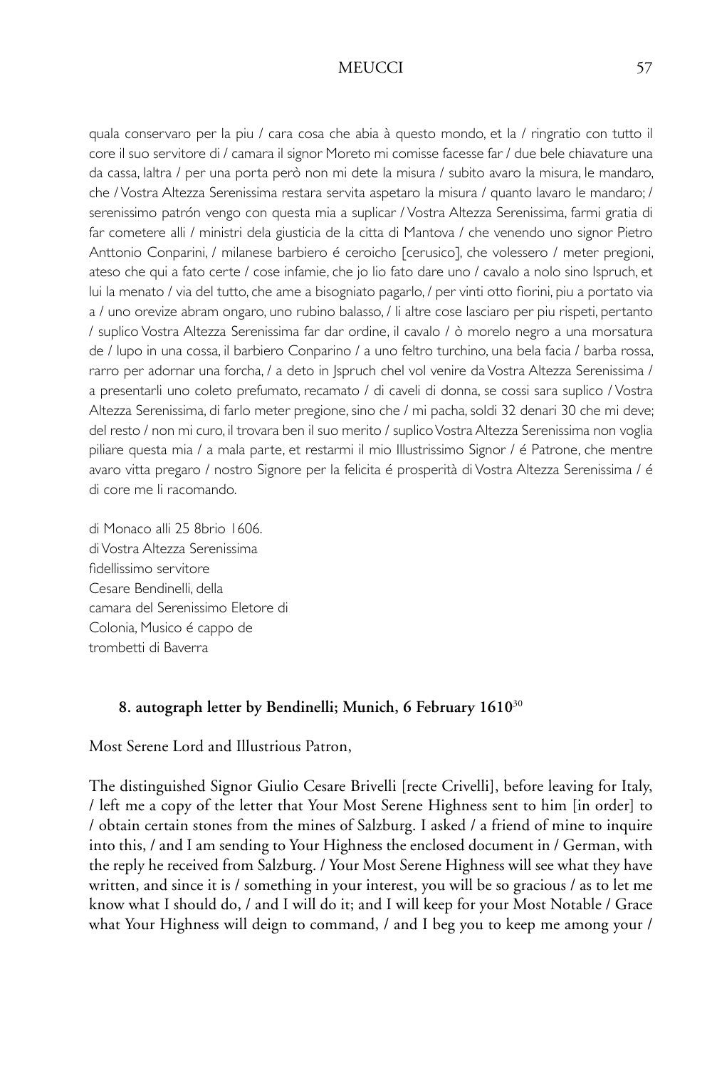quala conservaro per la piu / cara cosa che abia à questo mondo, et la / ringratio con tutto il core il suo servitore di / camara il signor Moreto mi comisse facesse far / due bele chiavature una da cassa, laltra / per una porta però non mi dete la misura / subito avaro la misura, le mandaro, che / Vostra Altezza Serenissima restara servita aspetaro la misura / quanto lavaro le mandaro; / serenissimo patrón vengo con questa mia a suplicar / Vostra Altezza Serenissima, farmi gratia di far cometere alli / ministri dela giusticia de la citta di Mantova / che venendo uno signor Pietro Anttonio Conparini, / milanese barbiero é ceroicho [cerusico], che volessero / meter pregioni, ateso che qui a fato certe / cose infamie, che jo lio fato dare uno / cavalo a nolo sino Ispruch, et lui la menato / via del tutto, che ame a bisogniato pagarlo, / per vinti otto fiorini, piu a portato via a / uno orevize abram ongaro, uno rubino balasso, / li altre cose lasciaro per piu rispeti, pertanto / suplico Vostra Altezza Serenissima far dar ordine, il cavalo / ò morelo negro a una morsatura de / lupo in una cossa, il barbiero Conparino / a uno feltro turchino, una bela facia / barba rossa, rarro per adornar una forcha, / a deto in Jspruch chel vol venire da Vostra Altezza Serenissima / a presentarli uno coleto prefumato, recamato / di caveli di donna, se cossi sara suplico / Vostra Altezza Serenissima, di farlo meter pregione, sino che / mi pacha, soldi 32 denari 30 che mi deve; del resto / non mi curo, il trovara ben il suo merito / suplico Vostra Altezza Serenissima non voglia piliare questa mia / a mala parte, et restarmi il mio Illustrissimo Signor / é Patrone, che mentre avaro vitta pregaro / nostro Signore per la felicita é prosperità di Vostra Altezza Serenissima / é di core me li racomando.

di Monaco alli 25 8brio 1606.  
di Vostra Altezza Serenissima  
fidellissimo servitore  
Cesare Bendinelli, della  
camara del Serenissimo Eletore di  
Colonia, Musico é cappo de  
trombetti di Baverra

#### 8. autograph letter by Bendinelli; Munich, 6 February 1610[30]

Most Serene Lord and Illustrious Patron,

The distinguished Signor Giulio Cesare Brivelli [recte Crivelli], before leaving for Italy, / left me a copy of the letter that Your Most Serene Highness sent to him [in order] to / obtain certain stones from the mines of Salzburg. I asked / a friend of mine to inquire into this, / and I am sending to Your Highness the enclosed document in / German, with the reply he received from Salzburg. / Your Most Serene Highness will see what they have written, and since it is / something in your interest, you will be so gracious / as to let me know what I should do, / and I will do it; and I will keep for your Most Notable / Grace what Your Highness will deign to command, / and I beg you to keep me among your /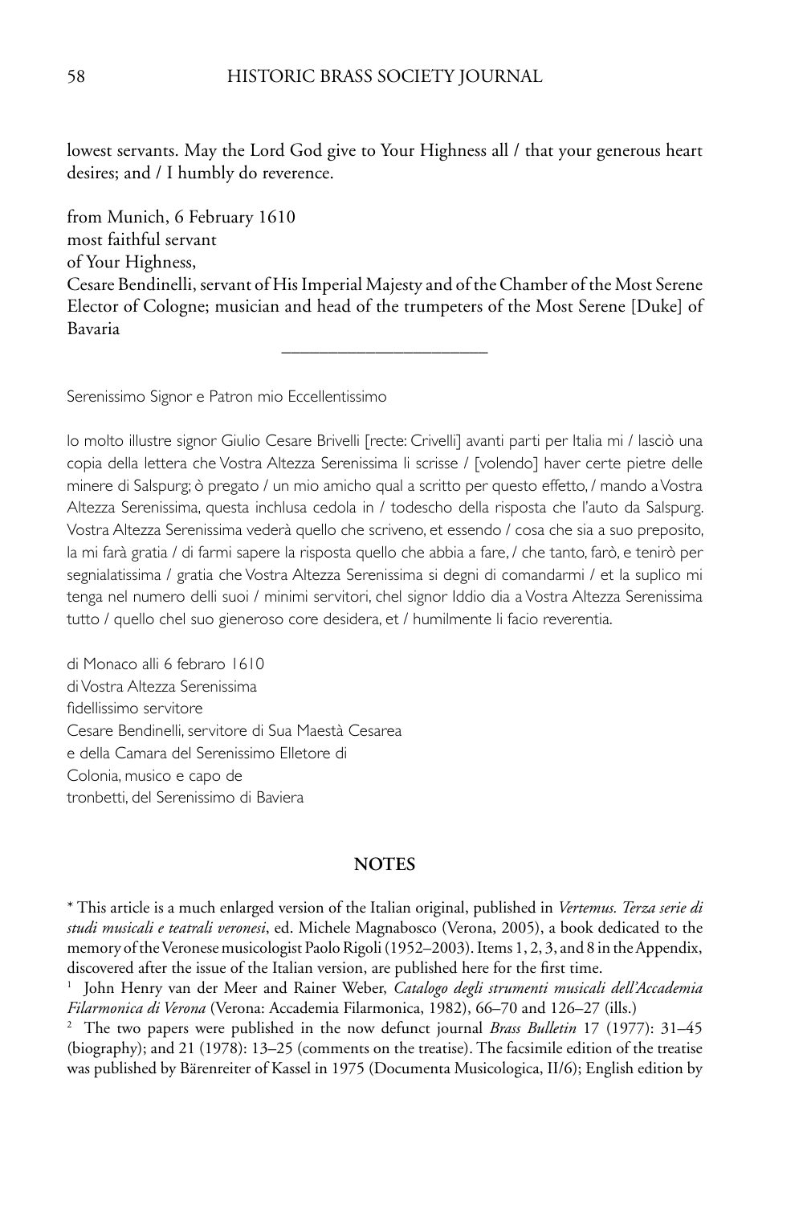lowest servants. May the Lord God give to Your Highness all / that your generous heart desires; and / I humbly do reverence.

from Munich, 6 February 1610
most faithful servant
of Your Highness,
Cesare Bendinelli, servant of His Imperial Majesty and of the Chamber of the Most Serene Elector of Cologne; musician and head of the trumpeters of the Most Serene [Duke] of Bavaria

---

Serenissimo Signor e Patron mio Eccellentissimo

Io molto illustre signor Giulio Cesare Brivelli [recte: Crivelli] avanti parti per Italia mi / lasciò una copia della lettera che Vostra Altezza Serenissima li scrisse / [volendo] haver certe pietre delle minere di Salspurg; ò pregato / un mio amicho qual a scritto per questo effetto, / mando a Vostra Altezza Serenissima, questa inchlusa cedola in / todescho della risposta che l'auto da Salspurg. Vostra Altezza Serenissima vederà quello che scriveno, et essendo / cosa che sia a suo preposito, la mi farà gratia / di farmi sapere la risposta quello che abbia a fare, / che tanto, farò, e tenirò per segnialatissima / gratia che Vostra Altezza Serenissima si degni di comandarmi / et la suplico mi tenga nel numero delli suoi / minimi servitori, chel signor Iddio dia a Vostra Altezza Serenissima tutto / quello chel suo gieneroso core desidera, et / humilmente li facio reverentia.

di Monaco alli 6 febraro 1610
di Vostra Altezza Serenissima
fidellissimo servitore
Cesare Bendinelli, servitore di Sua Maestà Cesarea
e della Camara del Serenissimo Elletore di
Colonia, musico e capo de
tronbetti, del Serenissimo di Baviera

## NOTES

* This article is a much enlarged version of the Italian original, published in *Vertemus. Terza serie di studi musicali e teatrali veronesi*, ed. Michele Magnabosco (Verona, 2005), a book dedicated to the memory of the Veronese musicologist Paolo Rigoli (1952–2003). Items 1, 2, 3, and 8 in the Appendix, discovered after the issue of the Italian version, are published here for the first time.

[1] John Henry van der Meer and Rainer Weber, *Catalogo degli strumenti musicali dell'Accademia Filarmonica di Verona* (Verona: Accademia Filarmonica, 1982), 66–70 and 126–27 (ills.)

[2] The two papers were published in the now defunct journal *Brass Bulletin* 17 (1977): 31–45 (biography); and 21 (1978): 13–25 (comments on the treatise). The facsimile edition of the treatise was published by Bärenreiter of Kassel in 1975 (Documenta Musicologica, II/6); English edition by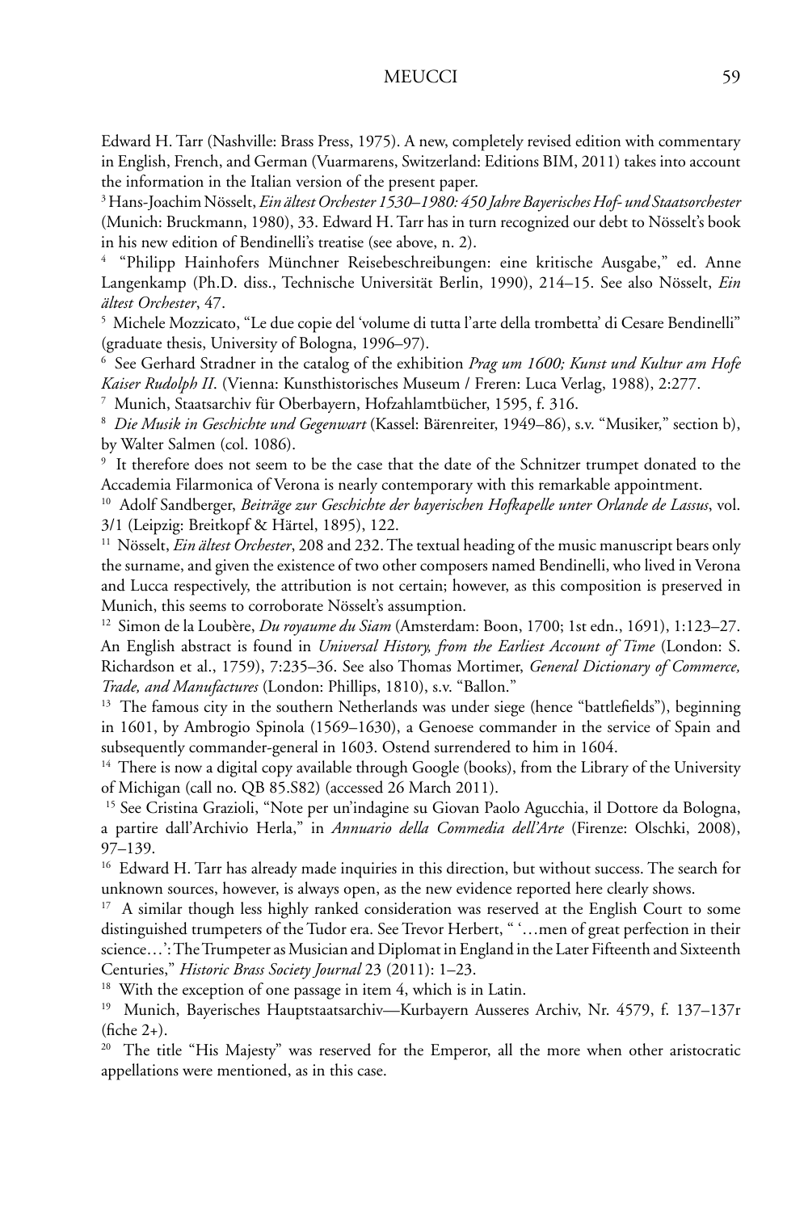Edward H. Tarr (Nashville: Brass Press, 1975). A new, completely revised edition with commentary in English, French, and German (Vuarmarens, Switzerland: Editions BIM, 2011) takes into account the information in the Italian version of the present paper.

[3] Hans-Joachim Nösselt, *Ein ältest Orchester 1530–1980: 450 Jahre Bayerisches Hof- und Staatsorchester* (Munich: Bruckmann, 1980), 33. Edward H. Tarr has in turn recognized our debt to Nösselt's book in his new edition of Bendinelli's treatise (see above, n. 2).

[4] "Philipp Hainhofers Münchner Reisebeschreibungen: eine kritische Ausgabe," ed. Anne Langenkamp (Ph.D. diss., Technische Universität Berlin, 1990), 214–15. See also Nösselt, *Ein ältest Orchester*, 47.

[5] Michele Mozzicato, "Le due copie del 'volume di tutta l'arte della trombetta' di Cesare Bendinelli" (graduate thesis, University of Bologna, 1996–97).

[6] See Gerhard Stradner in the catalog of the exhibition *Prag um 1600; Kunst und Kultur am Hofe Kaiser Rudolph II*. (Vienna: Kunsthistorisches Museum / Freren: Luca Verlag, 1988), 2:277.

[7] Munich, Staatsarchiv für Oberbayern, Hofzahlamtbücher, 1595, f. 316.

[8] *Die Musik in Geschichte und Gegenwart* (Kassel: Bärenreiter, 1949–86), s.v. "Musiker," section b), by Walter Salmen (col. 1086).

[9] It therefore does not seem to be the case that the date of the Schnitzer trumpet donated to the Accademia Filarmonica of Verona is nearly contemporary with this remarkable appointment.

[10] Adolf Sandberger, *Beiträge zur Geschichte der bayerischen Hofkapelle unter Orlande de Lassus*, vol. 3/1 (Leipzig: Breitkopf & Härtel, 1895), 122.

[11] Nösselt, *Ein ältest Orchester*, 208 and 232. The textual heading of the music manuscript bears only the surname, and given the existence of two other composers named Bendinelli, who lived in Verona and Lucca respectively, the attribution is not certain; however, as this composition is preserved in Munich, this seems to corroborate Nösselt's assumption.

[12] Simon de la Loubère, *Du royaume du Siam* (Amsterdam: Boon, 1700; 1st edn., 1691), 1:123–27. An English abstract is found in *Universal History, from the Earliest Account of Time* (London: S. Richardson et al., 1759), 7:235–36. See also Thomas Mortimer, *General Dictionary of Commerce, Trade, and Manufactures* (London: Phillips, 1810), s.v. "Ballon."

[13] The famous city in the southern Netherlands was under siege (hence "battlefields"), beginning in 1601, by Ambrogio Spinola (1569–1630), a Genoese commander in the service of Spain and subsequently commander-general in 1603. Ostend surrendered to him in 1604.

[14] There is now a digital copy available through Google (books), from the Library of the University of Michigan (call no. QB 85.S82) (accessed 26 March 2011).

[15] See Cristina Grazioli, "Note per un'indagine su Giovan Paolo Agucchia, il Dottore da Bologna, a partire dall'Archivio Herla," in *Annuario della Commedia dell'Arte* (Firenze: Olschki, 2008), 97–139.

[16] Edward H. Tarr has already made inquiries in this direction, but without success. The search for unknown sources, however, is always open, as the new evidence reported here clearly shows.

[17] A similar though less highly ranked consideration was reserved at the English Court to some distinguished trumpeters of the Tudor era. See Trevor Herbert, " '…men of great perfection in their science…': The Trumpeter as Musician and Diplomat in England in the Later Fifteenth and Sixteenth Centuries," *Historic Brass Society Journal* 23 (2011): 1–23.

[18] With the exception of one passage in item 4, which is in Latin.

[19] Munich, Bayerisches Hauptstaatsarchiv—Kurbayern Ausseres Archiv, Nr. 4579, f. 137–137r (fiche 2+).

[20] The title "His Majesty" was reserved for the Emperor, all the more when other aristocratic appellations were mentioned, as in this case.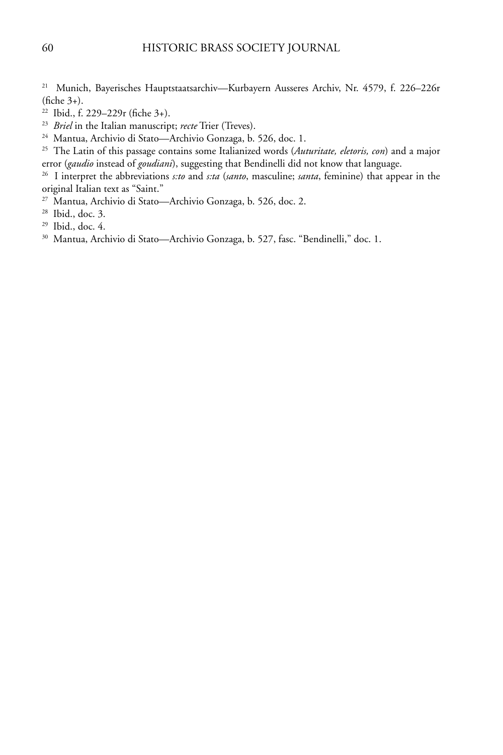[21] Munich, Bayerisches Hauptstaatsarchiv—Kurbayern Ausseres Archiv, Nr. 4579, f. 226–226r (fiche 3+).

[22] Ibid., f. 229–229r (fiche 3+).

[23] *Briel* in the Italian manuscript; *recte* Trier (Treves).

[24] Mantua, Archivio di Stato—Archivio Gonzaga, b. 526, doc. 1.

[25] The Latin of this passage contains some Italianized words (*Auturitate, eletoris, con*) and a major error (*gaudio* instead of *goudiani*), suggesting that Bendinelli did not know that language.

[26] I interpret the abbreviations *s:to* and *s:ta* (*santo*, masculine; *santa*, feminine) that appear in the original Italian text as "Saint."

[27] Mantua, Archivio di Stato—Archivio Gonzaga, b. 526, doc. 2.

[28] Ibid., doc. 3.

[29] Ibid., doc. 4.

[30] Mantua, Archivio di Stato—Archivio Gonzaga, b. 527, fasc. "Bendinelli," doc. 1.